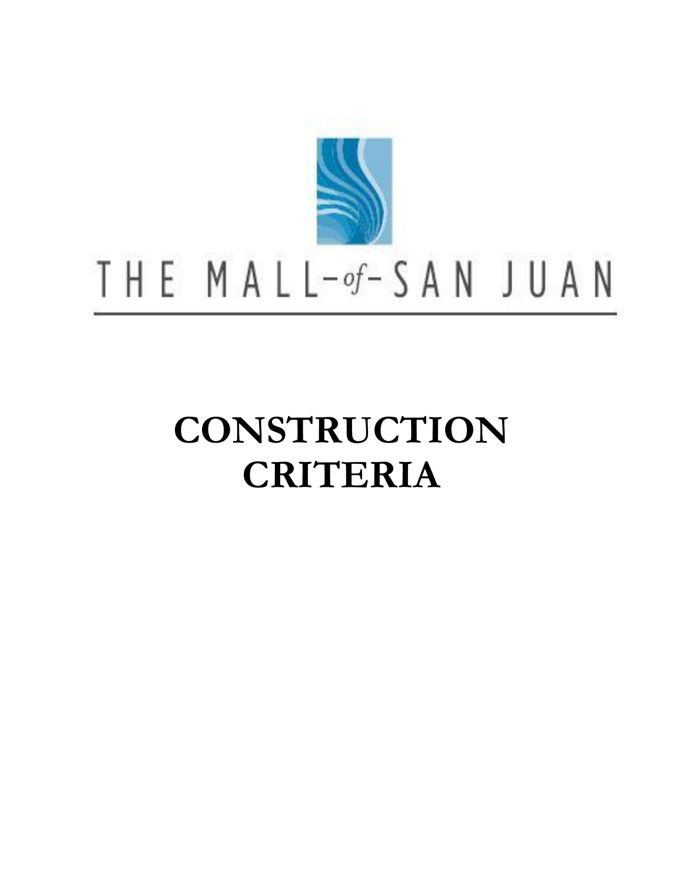THE MALL-of-SAN JUAN

# CONSTRUCTION CRITERIA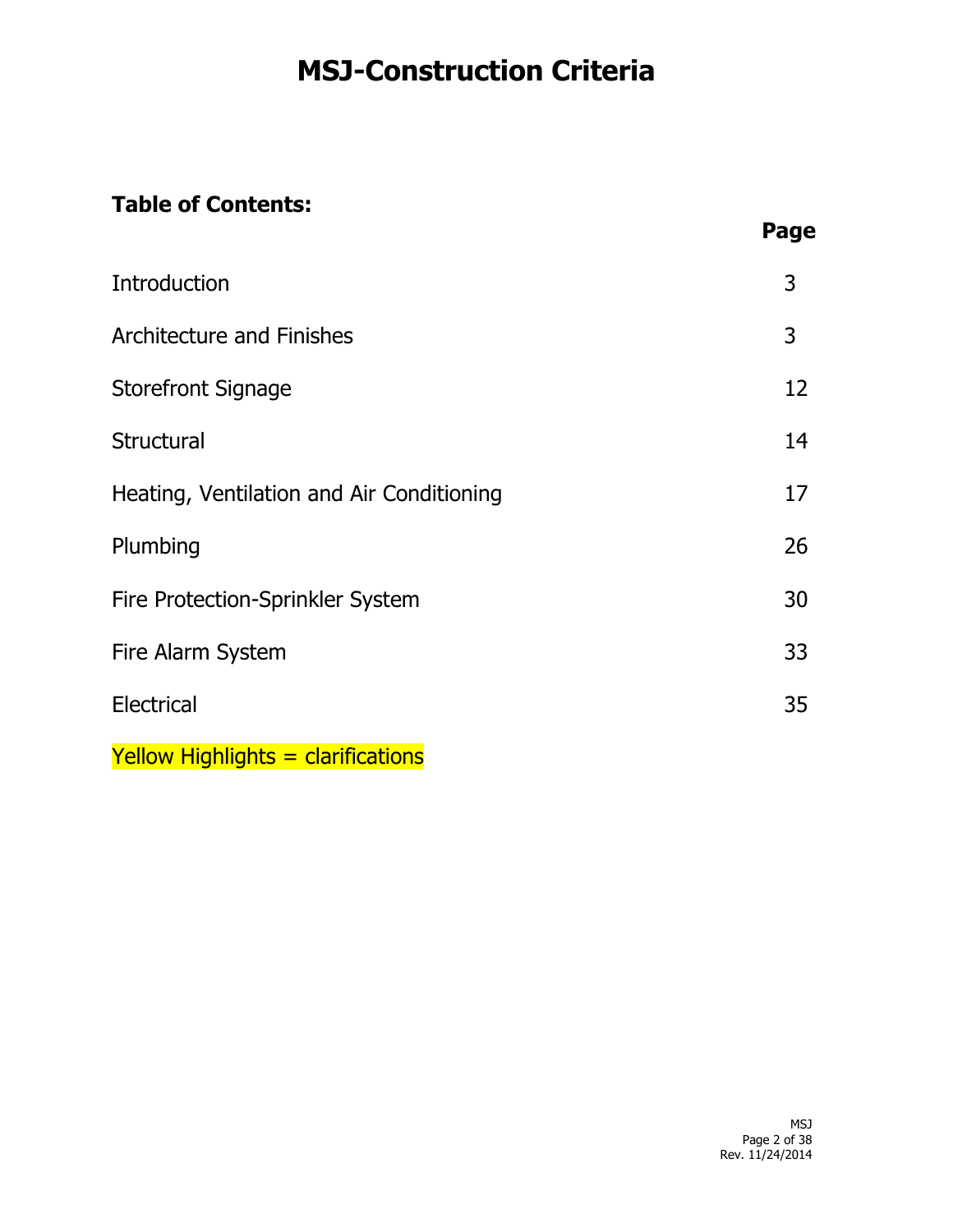# MSJ-Construction Criteria

**Table of Contents:**

| | **Page** |
|---|---|
| Introduction | 3 |
| Architecture and Finishes | 3 |
| Storefront Signage | 12 |
| Structural | 14 |
| Heating, Ventilation and Air Conditioning | 17 |
| Plumbing | 26 |
| Fire Protection-Sprinkler System | 30 |
| Fire Alarm System | 33 |
| Electrical | 35 |

Yellow Highlights = clarifications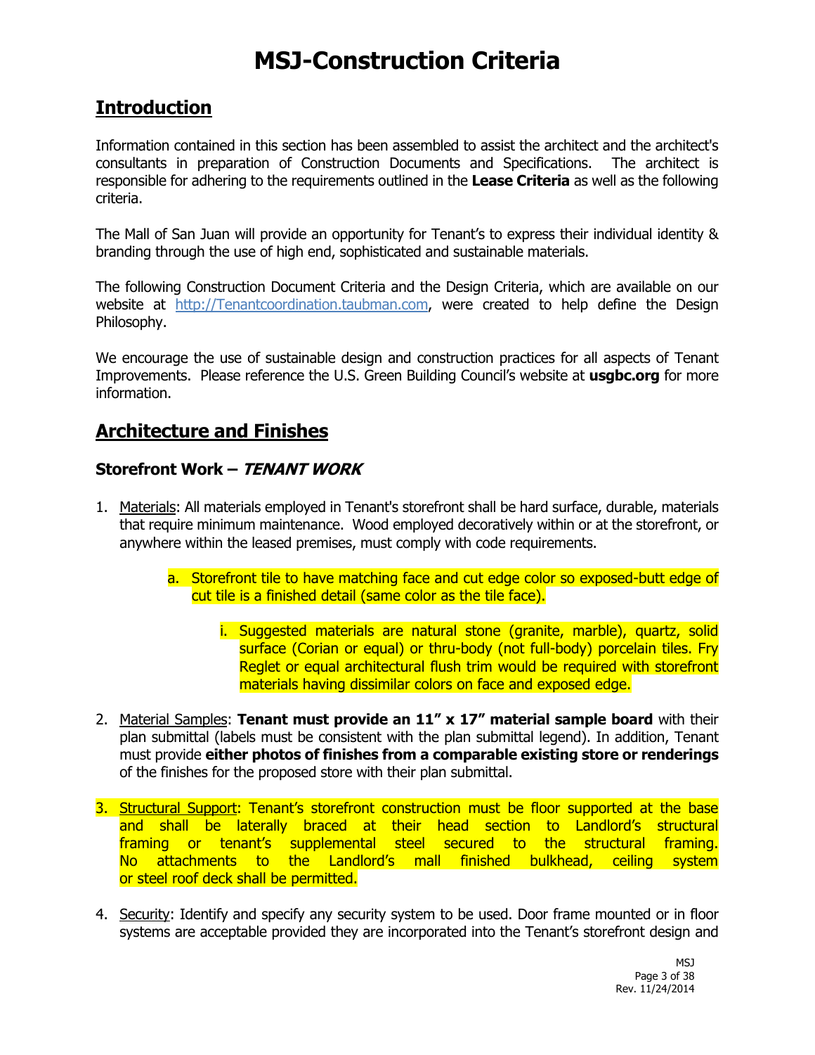# MSJ-Construction Criteria

## Introduction

Information contained in this section has been assembled to assist the architect and the architect's consultants in preparation of Construction Documents and Specifications. The architect is responsible for adhering to the requirements outlined in the **Lease Criteria** as well as the following criteria.

The Mall of San Juan will provide an opportunity for Tenant's to express their individual identity & branding through the use of high end, sophisticated and sustainable materials.

The following Construction Document Criteria and the Design Criteria, which are available on our website at http://Tenantcoordination.taubman.com, were created to help define the Design Philosophy.

We encourage the use of sustainable design and construction practices for all aspects of Tenant Improvements. Please reference the U.S. Green Building Council's website at **usgbc.org** for more information.

## Architecture and Finishes

### Storefront Work – *TENANT WORK*

1. Materials: All materials employed in Tenant's storefront shall be hard surface, durable, materials that require minimum maintenance. Wood employed decoratively within or at the storefront, or anywhere within the leased premises, must comply with code requirements.

    a. Storefront tile to have matching face and cut edge color so exposed-butt edge of cut tile is a finished detail (same color as the tile face).

        i. Suggested materials are natural stone (granite, marble), quartz, solid surface (Corian or equal) or thru-body (not full-body) porcelain tiles. Fry Reglet or equal architectural flush trim would be required with storefront materials having dissimilar colors on face and exposed edge.

2. Material Samples: **Tenant must provide an 11" x 17" material sample board** with their plan submittal (labels must be consistent with the plan submittal legend). In addition, Tenant must provide **either photos of finishes from a comparable existing store or renderings** of the finishes for the proposed store with their plan submittal.

3. Structural Support: Tenant's storefront construction must be floor supported at the base and shall be laterally braced at their head section to Landlord's structural framing or tenant's supplemental steel secured to the structural framing. No attachments to the Landlord's mall finished bulkhead, ceiling system or steel roof deck shall be permitted.

4. Security: Identify and specify any security system to be used. Door frame mounted or in floor systems are acceptable provided they are incorporated into the Tenant's storefront design and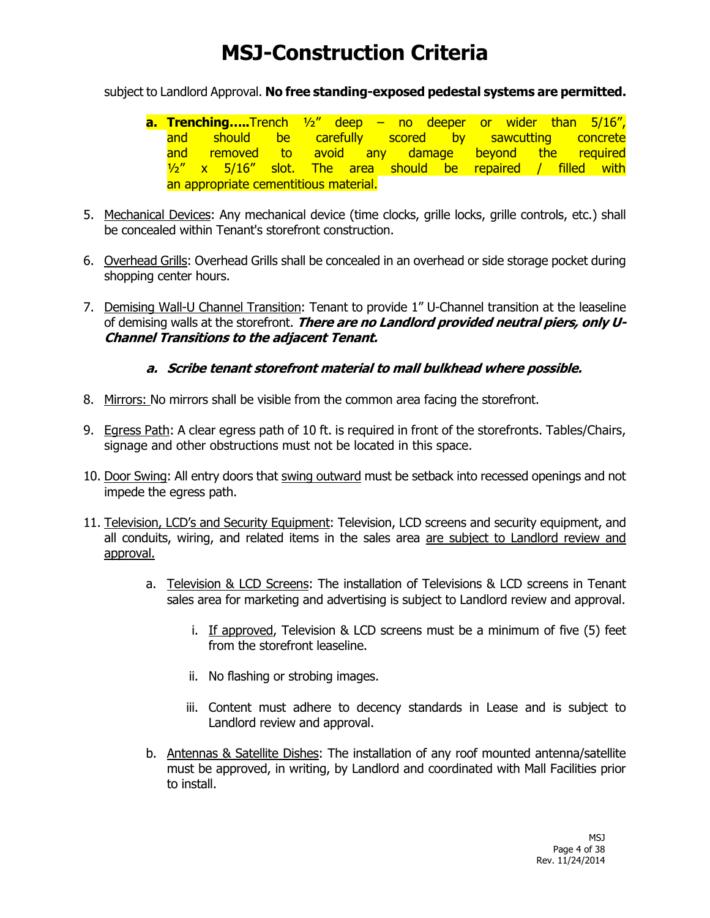subject to Landlord Approval. **No free standing-exposed pedestal systems are permitted.**

   a. **Trenching…..**Trench ½" deep – no deeper or wider than 5/16", and should be carefully scored by sawcutting concrete and removed to avoid any damage beyond the required ½" x 5/16" slot. The area should be repaired / filled with an appropriate cementitious material.

5. Mechanical Devices: Any mechanical device (time clocks, grille locks, grille controls, etc.) shall be concealed within Tenant's storefront construction.

6. Overhead Grills: Overhead Grills shall be concealed in an overhead or side storage pocket during shopping center hours.

7. Demising Wall-U Channel Transition: Tenant to provide 1" U-Channel transition at the leaseline of demising walls at the storefront. ***There are no Landlord provided neutral piers, only U-Channel Transitions to the adjacent Tenant.***

   a. ***Scribe tenant storefront material to mall bulkhead where possible.***

8. Mirrors: No mirrors shall be visible from the common area facing the storefront.

9. Egress Path: A clear egress path of 10 ft. is required in front of the storefronts. Tables/Chairs, signage and other obstructions must not be located in this space.

10. Door Swing: All entry doors that swing outward must be setback into recessed openings and not impede the egress path.

11. Television, LCD's and Security Equipment: Television, LCD screens and security equipment, and all conduits, wiring, and related items in the sales area are subject to Landlord review and approval.

   a. Television & LCD Screens: The installation of Televisions & LCD screens in Tenant sales area for marketing and advertising is subject to Landlord review and approval.

      i. If approved, Television & LCD screens must be a minimum of five (5) feet from the storefront leaseline.

      ii. No flashing or strobing images.

      iii. Content must adhere to decency standards in Lease and is subject to Landlord review and approval.

   b. Antennas & Satellite Dishes: The installation of any roof mounted antenna/satellite must be approved, in writing, by Landlord and coordinated with Mall Facilities prior to install.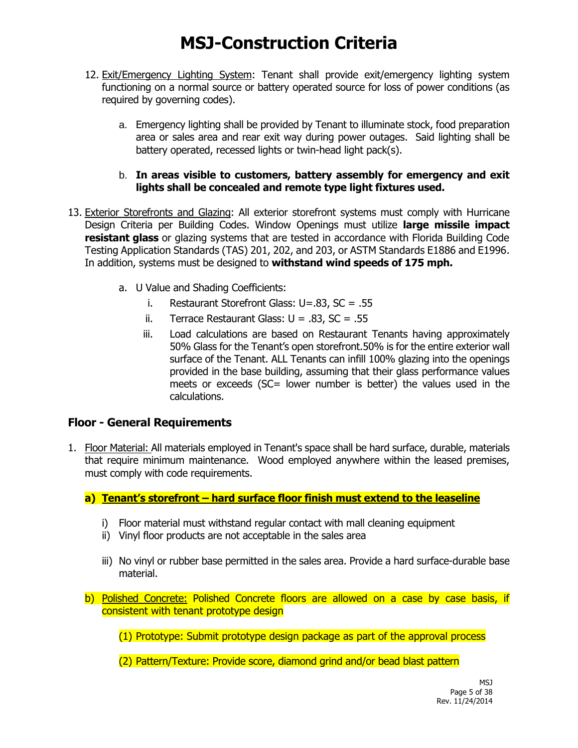# MSJ-Construction Criteria

12. Exit/Emergency Lighting System: Tenant shall provide exit/emergency lighting system functioning on a normal source or battery operated source for loss of power conditions (as required by governing codes).

    a. Emergency lighting shall be provided by Tenant to illuminate stock, food preparation area or sales area and rear exit way during power outages. Said lighting shall be battery operated, recessed lights or twin-head light pack(s).

    b. **In areas visible to customers, battery assembly for emergency and exit lights shall be concealed and remote type light fixtures used.**

13. Exterior Storefronts and Glazing: All exterior storefront systems must comply with Hurricane Design Criteria per Building Codes. Window Openings must utilize **large missile impact resistant glass** or glazing systems that are tested in accordance with Florida Building Code Testing Application Standards (TAS) 201, 202, and 203, or ASTM Standards E1886 and E1996. In addition, systems must be designed to **withstand wind speeds of 175 mph.**

    a. U Value and Shading Coefficients:
        i. Restaurant Storefront Glass: U=.83, SC = .55
        ii. Terrace Restaurant Glass: U = .83, SC = .55
        iii. Load calculations are based on Restaurant Tenants having approximately 50% Glass for the Tenant's open storefront.50% is for the entire exterior wall surface of the Tenant. ALL Tenants can infill 100% glazing into the openings provided in the base building, assuming that their glass performance values meets or exceeds (SC= lower number is better) the values used in the calculations.

## Floor - General Requirements

1. Floor Material: All materials employed in Tenant's space shall be hard surface, durable, materials that require minimum maintenance. Wood employed anywhere within the leased premises, must comply with code requirements.

    **a) Tenant's storefront – hard surface floor finish must extend to the leaseline**

    i) Floor material must withstand regular contact with mall cleaning equipment
    ii) Vinyl floor products are not acceptable in the sales area
    iii) No vinyl or rubber base permitted in the sales area. Provide a hard surface-durable base material.

    b) Polished Concrete: Polished Concrete floors are allowed on a case by case basis, if consistent with tenant prototype design

    (1) Prototype: Submit prototype design package as part of the approval process

    (2) Pattern/Texture: Provide score, diamond grind and/or bead blast pattern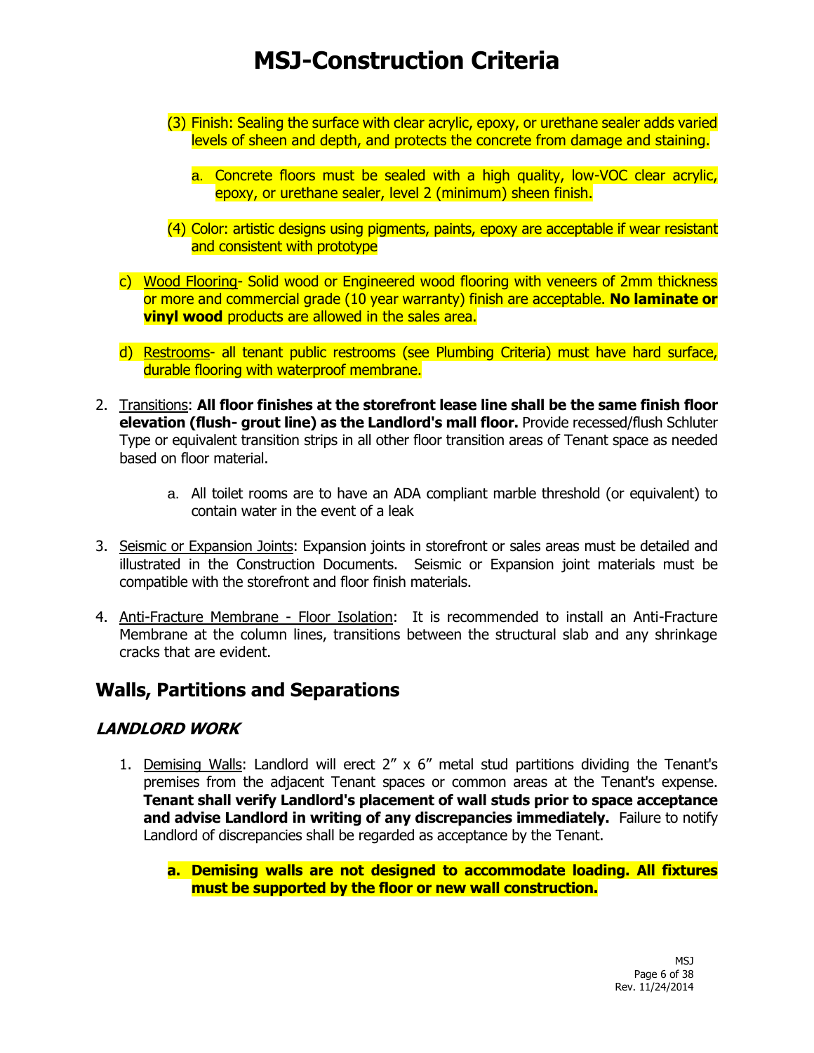(3) Finish: Sealing the surface with clear acrylic, epoxy, or urethane sealer adds varied levels of sheen and depth, and protects the concrete from damage and staining.

   a. Concrete floors must be sealed with a high quality, low-VOC clear acrylic, epoxy, or urethane sealer, level 2 (minimum) sheen finish.

(4) Color: artistic designs using pigments, paints, epoxy are acceptable if wear resistant and consistent with prototype

c) Wood Flooring- Solid wood or Engineered wood flooring with veneers of 2mm thickness or more and commercial grade (10 year warranty) finish are acceptable. **No laminate or vinyl wood** products are allowed in the sales area.

d) Restrooms- all tenant public restrooms (see Plumbing Criteria) must have hard surface, durable flooring with waterproof membrane.

2. Transitions: **All floor finishes at the storefront lease line shall be the same finish floor elevation (flush- grout line) as the Landlord's mall floor.** Provide recessed/flush Schluter Type or equivalent transition strips in all other floor transition areas of Tenant space as needed based on floor material.

   a. All toilet rooms are to have an ADA compliant marble threshold (or equivalent) to contain water in the event of a leak

3. Seismic or Expansion Joints: Expansion joints in storefront or sales areas must be detailed and illustrated in the Construction Documents. Seismic or Expansion joint materials must be compatible with the storefront and floor finish materials.

4. Anti-Fracture Membrane - Floor Isolation: It is recommended to install an Anti-Fracture Membrane at the column lines, transitions between the structural slab and any shrinkage cracks that are evident.

## Walls, Partitions and Separations

### *LANDLORD WORK*

1. Demising Walls: Landlord will erect 2" x 6" metal stud partitions dividing the Tenant's premises from the adjacent Tenant spaces or common areas at the Tenant's expense. **Tenant shall verify Landlord's placement of wall studs prior to space acceptance and advise Landlord in writing of any discrepancies immediately.** Failure to notify Landlord of discrepancies shall be regarded as acceptance by the Tenant.

   **a. Demising walls are not designed to accommodate loading. All fixtures must be supported by the floor or new wall construction.**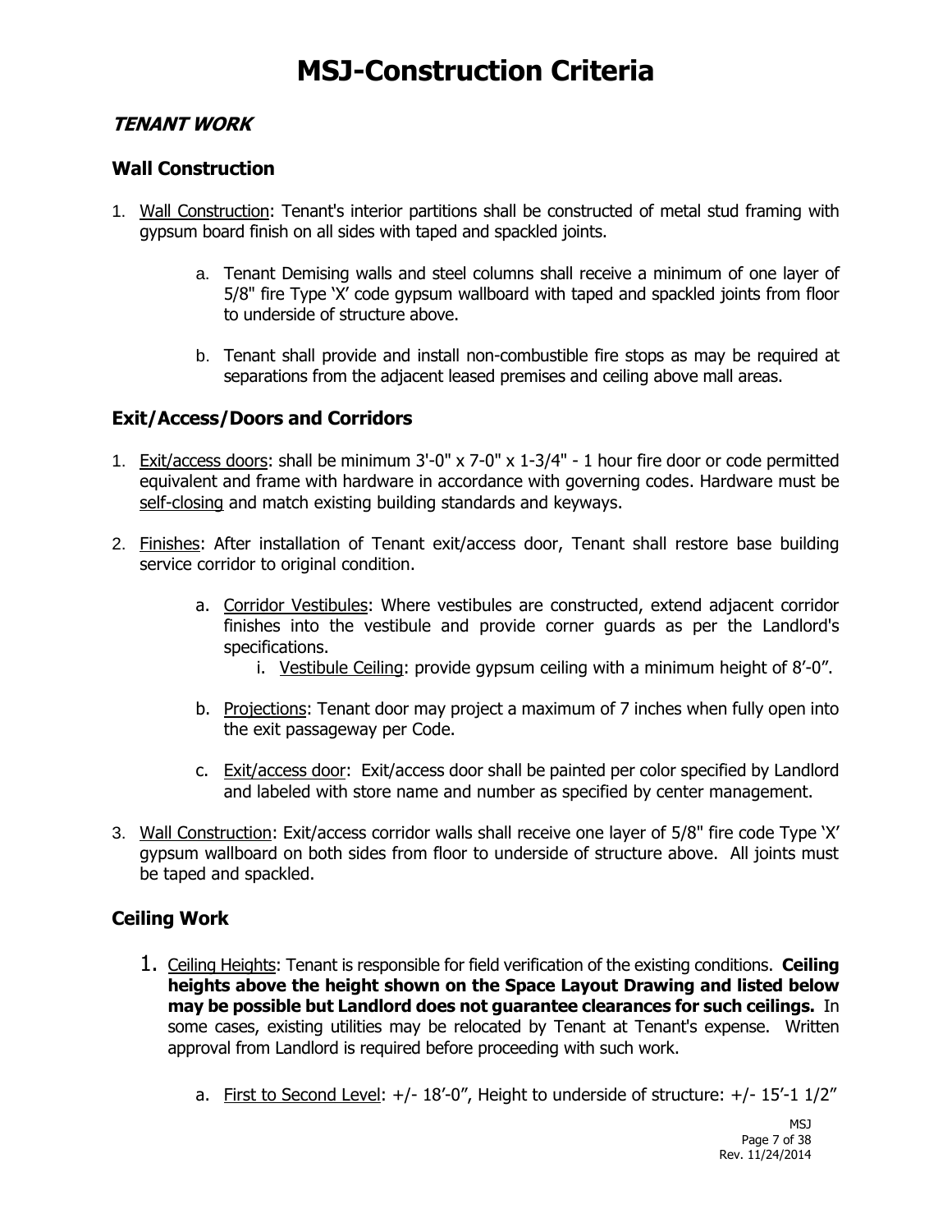# MSJ-Construction Criteria

## *TENANT WORK*

### Wall Construction

1. Wall Construction: Tenant's interior partitions shall be constructed of metal stud framing with gypsum board finish on all sides with taped and spackled joints.

   a. Tenant Demising walls and steel columns shall receive a minimum of one layer of 5/8" fire Type 'X' code gypsum wallboard with taped and spackled joints from floor to underside of structure above.

   b. Tenant shall provide and install non-combustible fire stops as may be required at separations from the adjacent leased premises and ceiling above mall areas.

### Exit/Access/Doors and Corridors

1. Exit/access doors: shall be minimum 3'-0" x 7-0" x 1-3/4" - 1 hour fire door or code permitted equivalent and frame with hardware in accordance with governing codes. Hardware must be self-closing and match existing building standards and keyways.

2. Finishes: After installation of Tenant exit/access door, Tenant shall restore base building service corridor to original condition.

   a. Corridor Vestibules: Where vestibules are constructed, extend adjacent corridor finishes into the vestibule and provide corner guards as per the Landlord's specifications.
      i. Vestibule Ceiling: provide gypsum ceiling with a minimum height of 8'-0".

   b. Projections: Tenant door may project a maximum of 7 inches when fully open into the exit passageway per Code.

   c. Exit/access door: Exit/access door shall be painted per color specified by Landlord and labeled with store name and number as specified by center management.

3. Wall Construction: Exit/access corridor walls shall receive one layer of 5/8" fire code Type 'X' gypsum wallboard on both sides from floor to underside of structure above. All joints must be taped and spackled.

### Ceiling Work

1. Ceiling Heights: Tenant is responsible for field verification of the existing conditions. **Ceiling heights above the height shown on the Space Layout Drawing and listed below may be possible but Landlord does not guarantee clearances for such ceilings.** In some cases, existing utilities may be relocated by Tenant at Tenant's expense. Written approval from Landlord is required before proceeding with such work.

   a. First to Second Level: +/- 18'-0", Height to underside of structure: +/- 15'-1 1/2"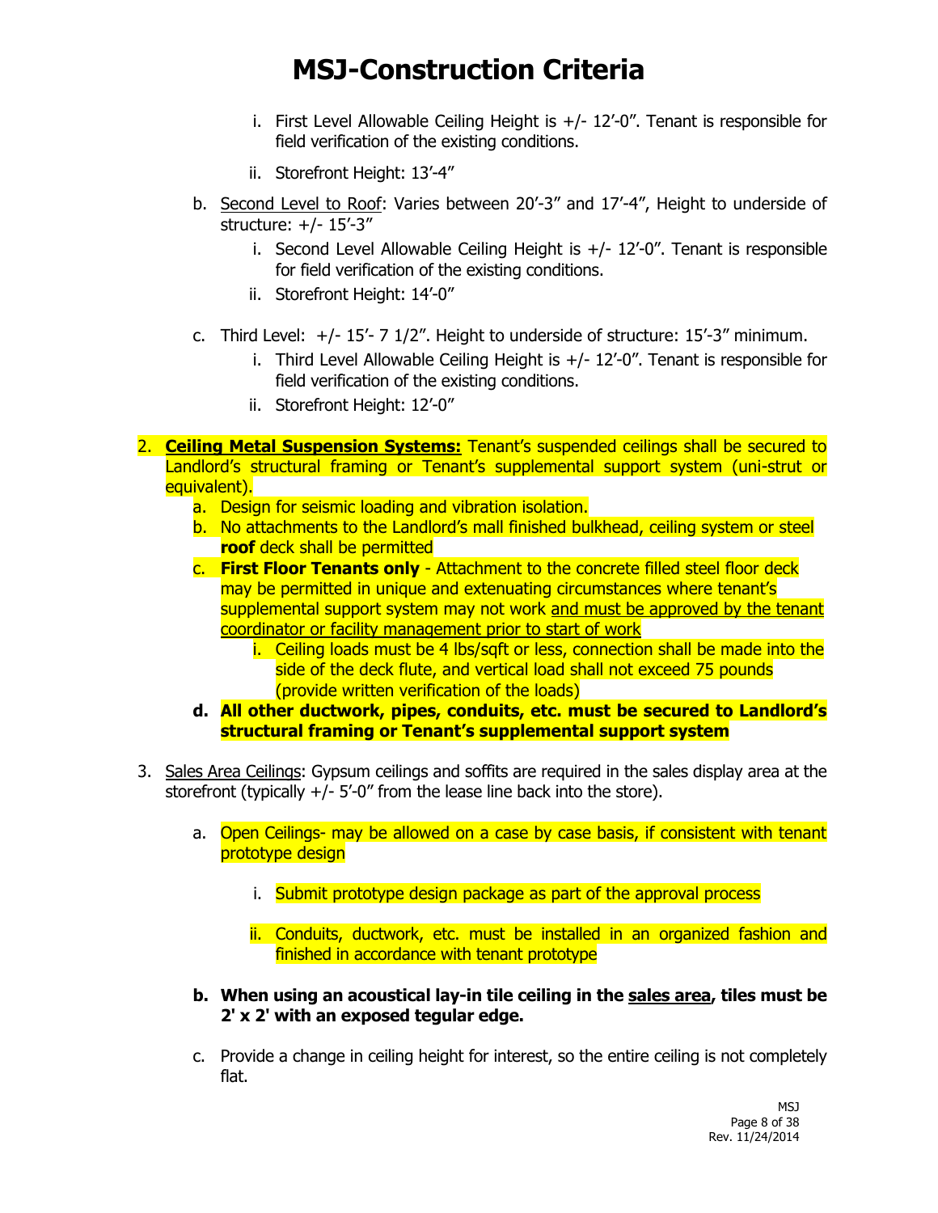# MSJ-Construction Criteria

i. First Level Allowable Ceiling Height is +/- 12'-0". Tenant is responsible for field verification of the existing conditions.

ii. Storefront Height: 13'-4"

b. Second Level to Roof: Varies between 20'-3" and 17'-4", Height to underside of structure: +/- 15'-3"

i. Second Level Allowable Ceiling Height is +/- 12'-0". Tenant is responsible for field verification of the existing conditions.

ii. Storefront Height: 14'-0"

c. Third Level: +/- 15'- 7 1/2". Height to underside of structure: 15'-3" minimum.

i. Third Level Allowable Ceiling Height is +/- 12'-0". Tenant is responsible for field verification of the existing conditions.

ii. Storefront Height: 12'-0"

2. **Ceiling Metal Suspension Systems:** Tenant's suspended ceilings shall be secured to Landlord's structural framing or Tenant's supplemental support system (uni-strut or equivalent).
   a. Design for seismic loading and vibration isolation.
   b. No attachments to the Landlord's mall finished bulkhead, ceiling system or steel **roof** deck shall be permitted
   c. **First Floor Tenants only** - Attachment to the concrete filled steel floor deck may be permitted in unique and extenuating circumstances where tenant's supplemental support system may not work and must be approved by the tenant coordinator or facility management prior to start of work
      i. Ceiling loads must be 4 lbs/sqft or less, connection shall be made into the side of the deck flute, and vertical load shall not exceed 75 pounds (provide written verification of the loads)
   d. **All other ductwork, pipes, conduits, etc. must be secured to Landlord's structural framing or Tenant's supplemental support system**

3. Sales Area Ceilings: Gypsum ceilings and soffits are required in the sales display area at the storefront (typically +/- 5'-0" from the lease line back into the store).

   a. Open Ceilings- may be allowed on a case by case basis, if consistent with tenant prototype design

      i. Submit prototype design package as part of the approval process

      ii. Conduits, ductwork, etc. must be installed in an organized fashion and finished in accordance with tenant prototype

   b. **When using an acoustical lay-in tile ceiling in the sales area, tiles must be 2' x 2' with an exposed tegular edge.**

   c. Provide a change in ceiling height for interest, so the entire ceiling is not completely flat.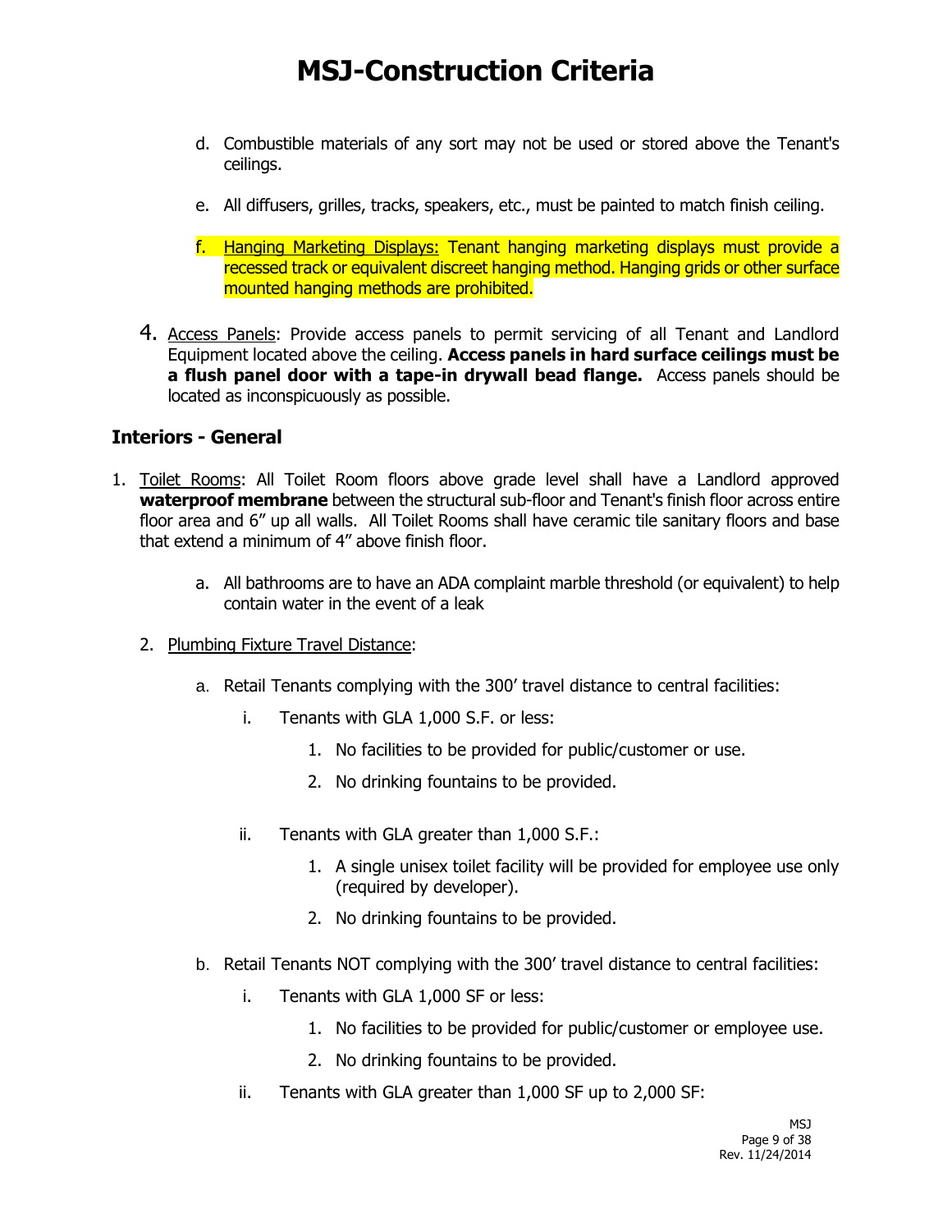d. Combustible materials of any sort may not be used or stored above the Tenant's ceilings.

e. All diffusers, grilles, tracks, speakers, etc., must be painted to match finish ceiling.

f. <u>Hanging Marketing Displays:</u> Tenant hanging marketing displays must provide a recessed track or equivalent discreet hanging method. Hanging grids or other surface mounted hanging methods are prohibited.

4. <u>Access Panels</u>: Provide access panels to permit servicing of all Tenant and Landlord Equipment located above the ceiling. **Access panels in hard surface ceilings must be a flush panel door with a tape-in drywall bead flange.** Access panels should be located as inconspicuously as possible.

## Interiors - General

1. <u>Toilet Rooms</u>: All Toilet Room floors above grade level shall have a Landlord approved **waterproof membrane** between the structural sub-floor and Tenant's finish floor across entire floor area and 6" up all walls. All Toilet Rooms shall have ceramic tile sanitary floors and base that extend a minimum of 4" above finish floor.

   a. All bathrooms are to have an ADA complaint marble threshold (or equivalent) to help contain water in the event of a leak

2. <u>Plumbing Fixture Travel Distance</u>:

   a. Retail Tenants complying with the 300' travel distance to central facilities:

      i. Tenants with GLA 1,000 S.F. or less:

         1. No facilities to be provided for public/customer or use.
         2. No drinking fountains to be provided.

      ii. Tenants with GLA greater than 1,000 S.F.:

         1. A single unisex toilet facility will be provided for employee use only (required by developer).
         2. No drinking fountains to be provided.

   b. Retail Tenants NOT complying with the 300' travel distance to central facilities:

      i. Tenants with GLA 1,000 SF or less:

         1. No facilities to be provided for public/customer or employee use.
         2. No drinking fountains to be provided.

      ii. Tenants with GLA greater than 1,000 SF up to 2,000 SF: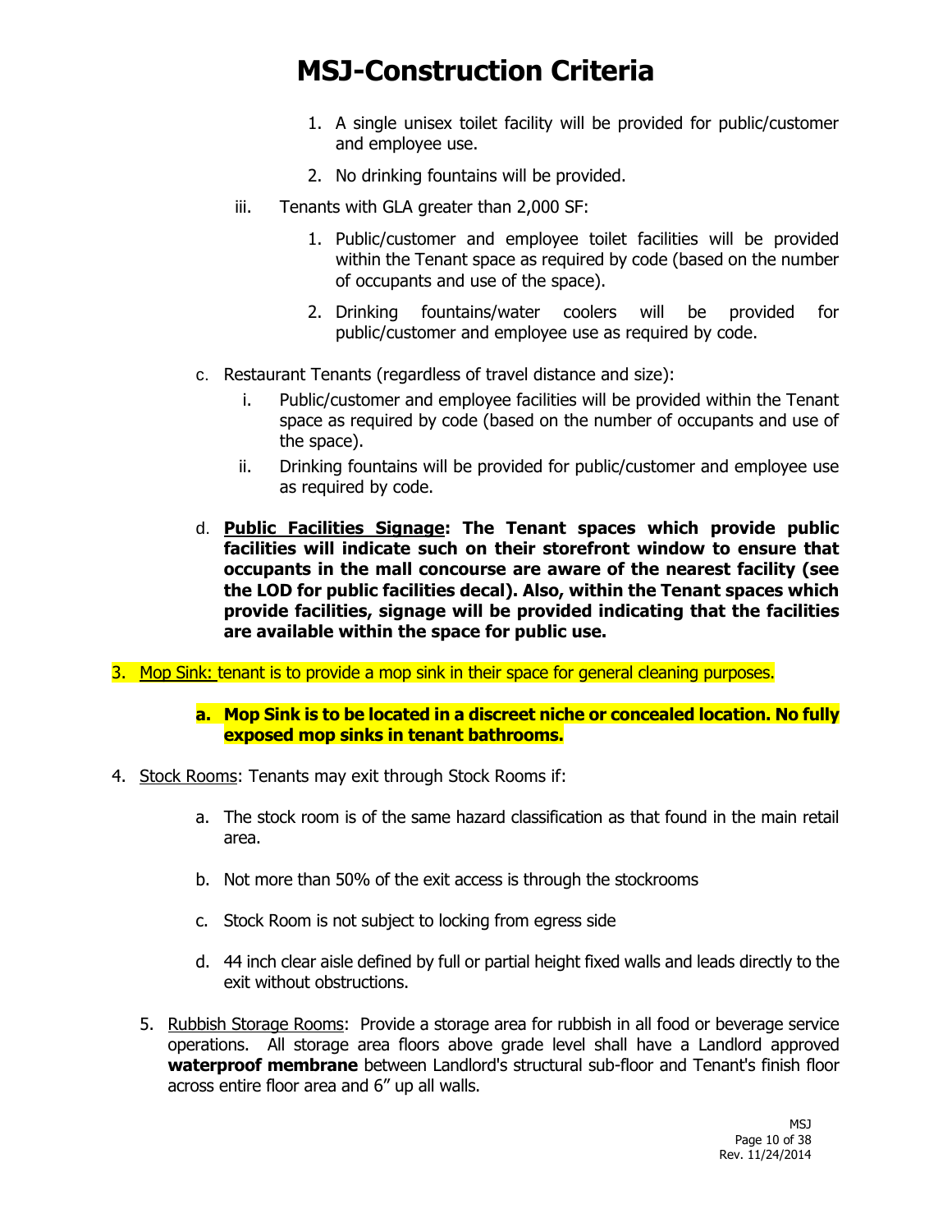1. A single unisex toilet facility will be provided for public/customer and employee use.
2. No drinking fountains will be provided.

iii. Tenants with GLA greater than 2,000 SF:

1. Public/customer and employee toilet facilities will be provided within the Tenant space as required by code (based on the number of occupants and use of the space).
2. Drinking fountains/water coolers will be provided for public/customer and employee use as required by code.

c. Restaurant Tenants (regardless of travel distance and size):

i. Public/customer and employee facilities will be provided within the Tenant space as required by code (based on the number of occupants and use of the space).

ii. Drinking fountains will be provided for public/customer and employee use as required by code.

d. **<u>Public Facilities Signage</u>: The Tenant spaces which provide public facilities will indicate such on their storefront window to ensure that occupants in the mall concourse are aware of the nearest facility (see the LOD for public facilities decal). Also, within the Tenant spaces which provide facilities, signage will be provided indicating that the facilities are available within the space for public use.**

3. <u>Mop Sink:</u> tenant is to provide a mop sink in their space for general cleaning purposes.

   **a. Mop Sink is to be located in a discreet niche or concealed location. No fully exposed mop sinks in tenant bathrooms.**

4. <u>Stock Rooms</u>: Tenants may exit through Stock Rooms if:

   a. The stock room is of the same hazard classification as that found in the main retail area.

   b. Not more than 50% of the exit access is through the stockrooms

   c. Stock Room is not subject to locking from egress side

   d. 44 inch clear aisle defined by full or partial height fixed walls and leads directly to the exit without obstructions.

5. <u>Rubbish Storage Rooms</u>: Provide a storage area for rubbish in all food or beverage service operations. All storage area floors above grade level shall have a Landlord approved **waterproof membrane** between Landlord's structural sub-floor and Tenant's finish floor across entire floor area and 6" up all walls.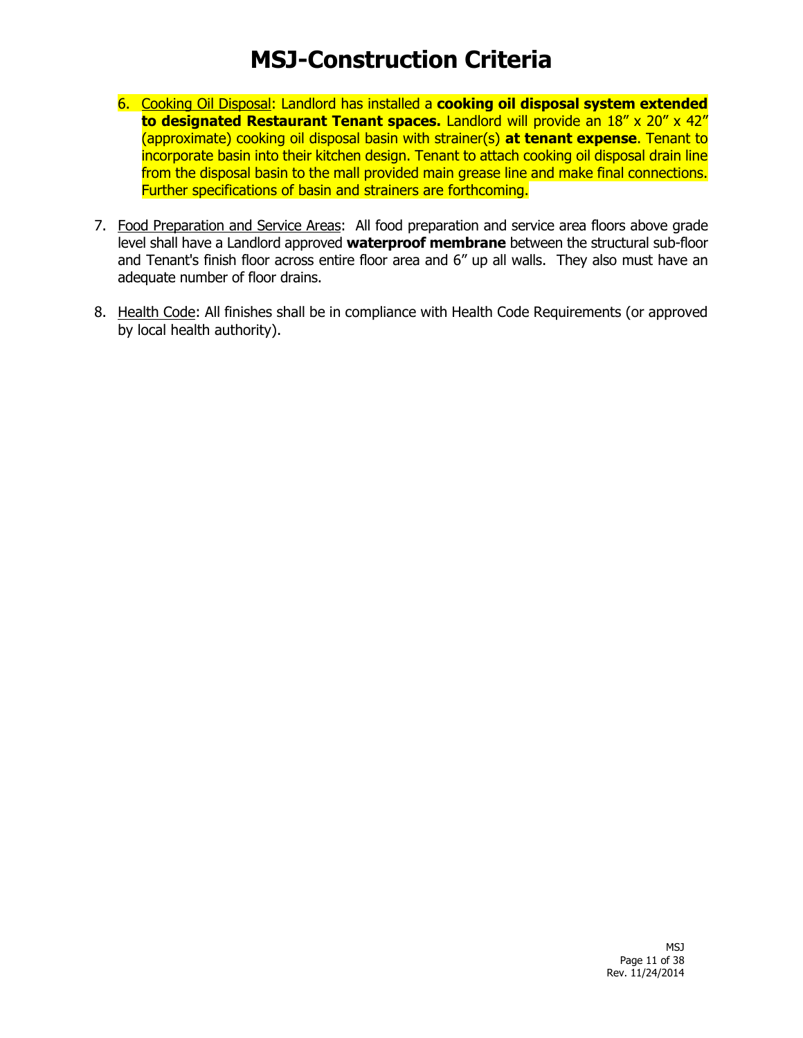# MSJ-Construction Criteria

6. <u>Cooking Oil Disposal</u>: Landlord has installed a **cooking oil disposal system extended to designated Restaurant Tenant spaces.** Landlord will provide an 18" x 20" x 42" (approximate) cooking oil disposal basin with strainer(s) **at tenant expense**. Tenant to incorporate basin into their kitchen design. Tenant to attach cooking oil disposal drain line from the disposal basin to the mall provided main grease line and make final connections. Further specifications of basin and strainers are forthcoming.

7. <u>Food Preparation and Service Areas</u>: All food preparation and service area floors above grade level shall have a Landlord approved **waterproof membrane** between the structural sub-floor and Tenant's finish floor across entire floor area and 6" up all walls. They also must have an adequate number of floor drains.

8. <u>Health Code</u>: All finishes shall be in compliance with Health Code Requirements (or approved by local health authority).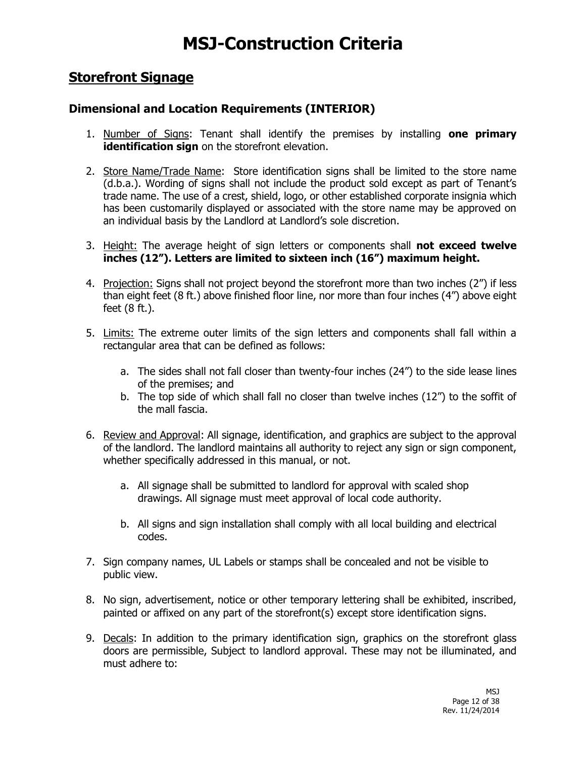# MSJ-Construction Criteria

## Storefront Signage

### Dimensional and Location Requirements (INTERIOR)

1. Number of Signs: Tenant shall identify the premises by installing **one primary identification sign** on the storefront elevation.

2. Store Name/Trade Name: Store identification signs shall be limited to the store name (d.b.a.). Wording of signs shall not include the product sold except as part of Tenant's trade name. The use of a crest, shield, logo, or other established corporate insignia which has been customarily displayed or associated with the store name may be approved on an individual basis by the Landlord at Landlord's sole discretion.

3. Height: The average height of sign letters or components shall **not exceed twelve inches (12"). Letters are limited to sixteen inch (16") maximum height.**

4. Projection: Signs shall not project beyond the storefront more than two inches (2") if less than eight feet (8 ft.) above finished floor line, nor more than four inches (4") above eight feet (8 ft.).

5. Limits: The extreme outer limits of the sign letters and components shall fall within a rectangular area that can be defined as follows:

   a. The sides shall not fall closer than twenty-four inches (24") to the side lease lines of the premises; and
   b. The top side of which shall fall no closer than twelve inches (12") to the soffit of the mall fascia.

6. Review and Approval: All signage, identification, and graphics are subject to the approval of the landlord. The landlord maintains all authority to reject any sign or sign component, whether specifically addressed in this manual, or not.

   a. All signage shall be submitted to landlord for approval with scaled shop drawings. All signage must meet approval of local code authority.

   b. All signs and sign installation shall comply with all local building and electrical codes.

7. Sign company names, UL Labels or stamps shall be concealed and not be visible to public view.

8. No sign, advertisement, notice or other temporary lettering shall be exhibited, inscribed, painted or affixed on any part of the storefront(s) except store identification signs.

9. Decals: In addition to the primary identification sign, graphics on the storefront glass doors are permissible, Subject to landlord approval. These may not be illuminated, and must adhere to: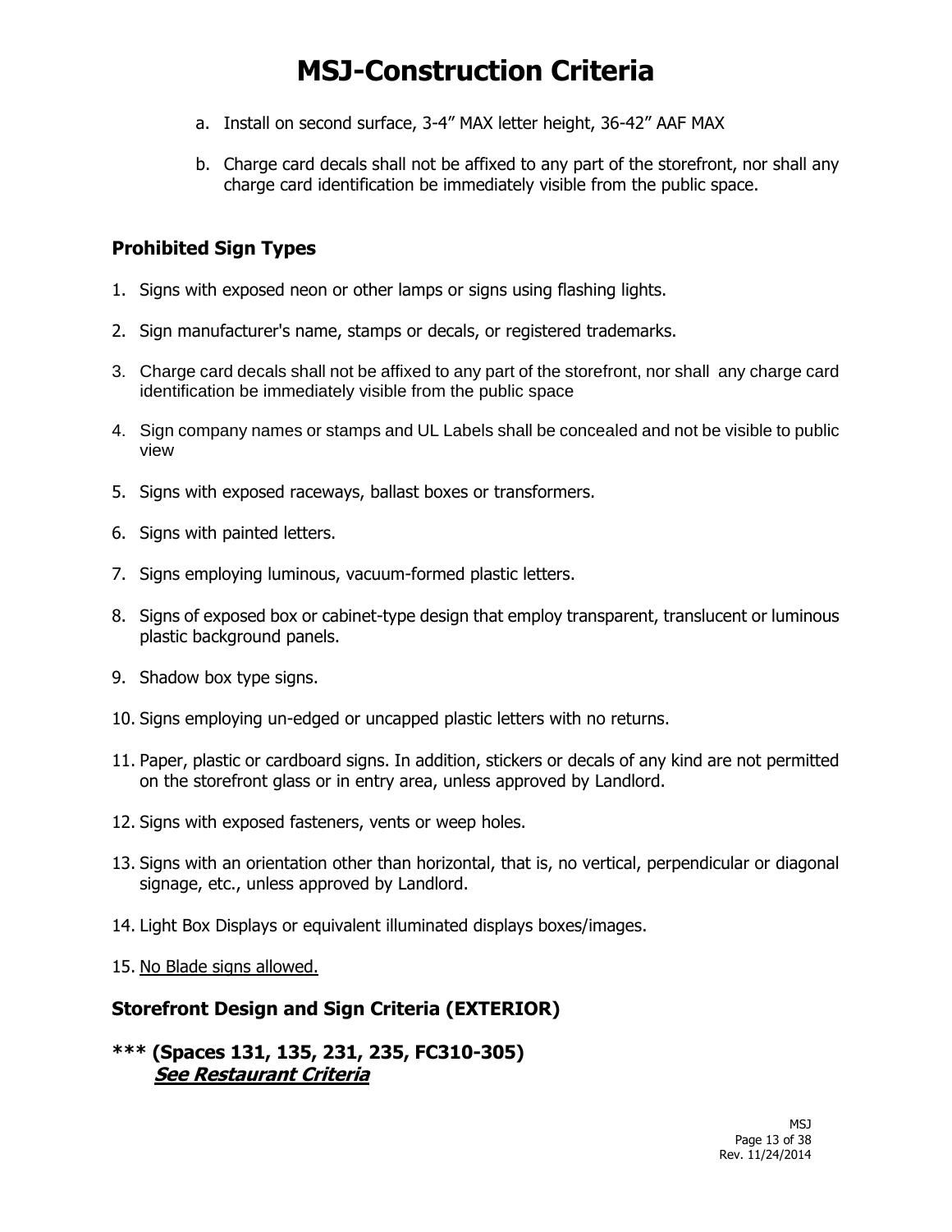a. Install on second surface, 3-4” MAX letter height, 36-42” AAF MAX

b. Charge card decals shall not be affixed to any part of the storefront, nor shall any charge card identification be immediately visible from the public space.

## Prohibited Sign Types

1. Signs with exposed neon or other lamps or signs using flashing lights.
2. Sign manufacturer's name, stamps or decals, or registered trademarks.
3. Charge card decals shall not be affixed to any part of the storefront, nor shall any charge card identification be immediately visible from the public space
4. Sign company names or stamps and UL Labels shall be concealed and not be visible to public view
5. Signs with exposed raceways, ballast boxes or transformers.
6. Signs with painted letters.
7. Signs employing luminous, vacuum-formed plastic letters.
8. Signs of exposed box or cabinet-type design that employ transparent, translucent or luminous plastic background panels.
9. Shadow box type signs.
10. Signs employing un-edged or uncapped plastic letters with no returns.
11. Paper, plastic or cardboard signs. In addition, stickers or decals of any kind are not permitted on the storefront glass or in entry area, unless approved by Landlord.
12. Signs with exposed fasteners, vents or weep holes.
13. Signs with an orientation other than horizontal, that is, no vertical, perpendicular or diagonal signage, etc., unless approved by Landlord.
14. Light Box Displays or equivalent illuminated displays boxes/images.
15. <u>No Blade signs allowed.</u>

## Storefront Design and Sign Criteria (EXTERIOR)

**\*\*\* (Spaces 131, 135, 231, 235, FC310-305)**
***<u>See Restaurant Criteria</u>***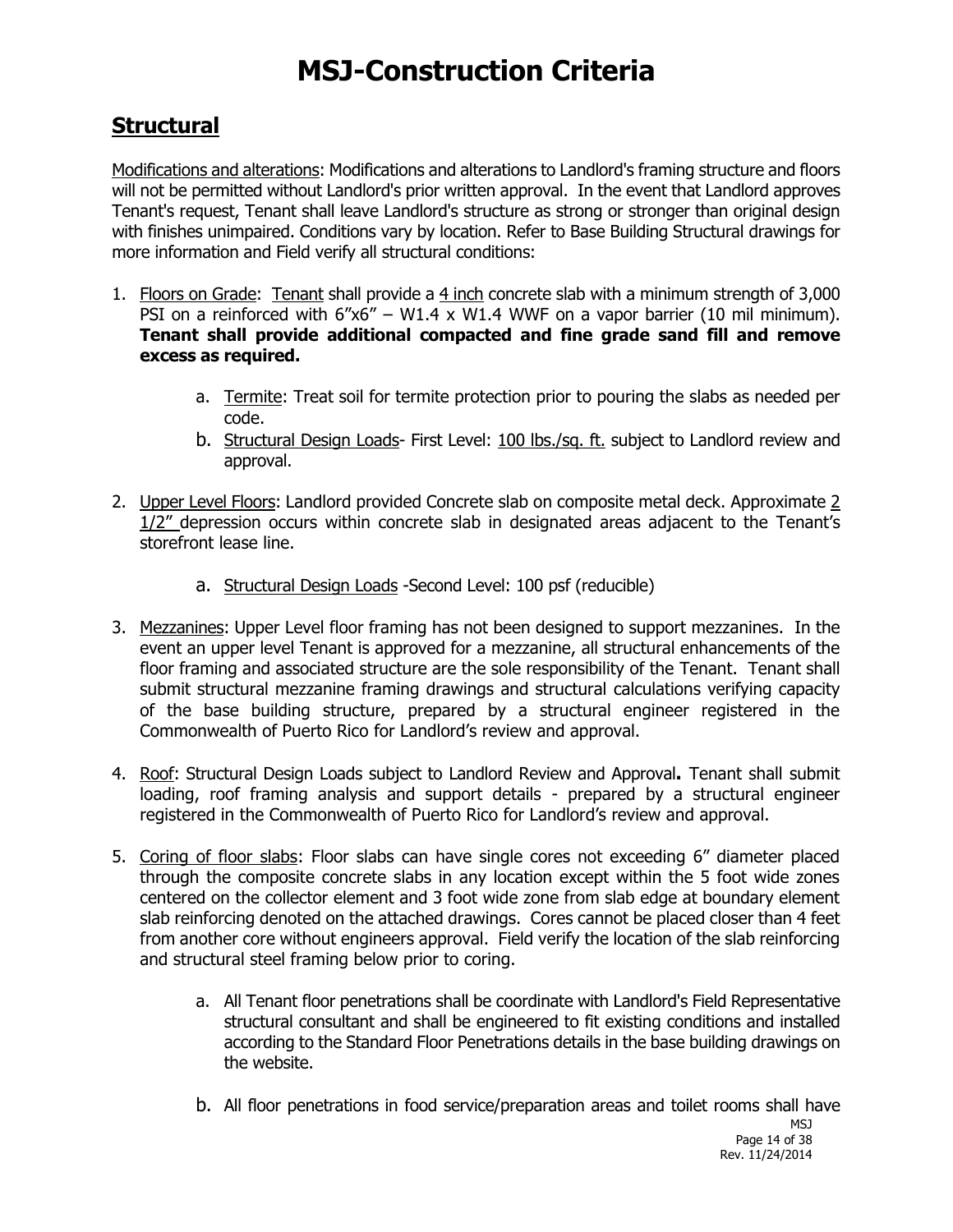# MSJ-Construction Criteria

## Structural

Modifications and alterations: Modifications and alterations to Landlord's framing structure and floors will not be permitted without Landlord's prior written approval. In the event that Landlord approves Tenant's request, Tenant shall leave Landlord's structure as strong or stronger than original design with finishes unimpaired. Conditions vary by location. Refer to Base Building Structural drawings for more information and Field verify all structural conditions:

1. Floors on Grade: Tenant shall provide a 4 inch concrete slab with a minimum strength of 3,000 PSI on a reinforced with 6"x6" – W1.4 x W1.4 WWF on a vapor barrier (10 mil minimum). **Tenant shall provide additional compacted and fine grade sand fill and remove excess as required.**

   a. Termite: Treat soil for termite protection prior to pouring the slabs as needed per code.

   b. Structural Design Loads- First Level: 100 lbs./sq. ft. subject to Landlord review and approval.

2. Upper Level Floors: Landlord provided Concrete slab on composite metal deck. Approximate 2 1/2" depression occurs within concrete slab in designated areas adjacent to the Tenant's storefront lease line.

   a. Structural Design Loads -Second Level: 100 psf (reducible)

3. Mezzanines: Upper Level floor framing has not been designed to support mezzanines. In the event an upper level Tenant is approved for a mezzanine, all structural enhancements of the floor framing and associated structure are the sole responsibility of the Tenant. Tenant shall submit structural mezzanine framing drawings and structural calculations verifying capacity of the base building structure, prepared by a structural engineer registered in the Commonwealth of Puerto Rico for Landlord's review and approval.

4. Roof: Structural Design Loads subject to Landlord Review and Approval**.** Tenant shall submit loading, roof framing analysis and support details - prepared by a structural engineer registered in the Commonwealth of Puerto Rico for Landlord's review and approval.

5. Coring of floor slabs: Floor slabs can have single cores not exceeding 6" diameter placed through the composite concrete slabs in any location except within the 5 foot wide zones centered on the collector element and 3 foot wide zone from slab edge at boundary element slab reinforcing denoted on the attached drawings. Cores cannot be placed closer than 4 feet from another core without engineers approval. Field verify the location of the slab reinforcing and structural steel framing below prior to coring.

   a. All Tenant floor penetrations shall be coordinate with Landlord's Field Representative structural consultant and shall be engineered to fit existing conditions and installed according to the Standard Floor Penetrations details in the base building drawings on the website.

   b. All floor penetrations in food service/preparation areas and toilet rooms shall have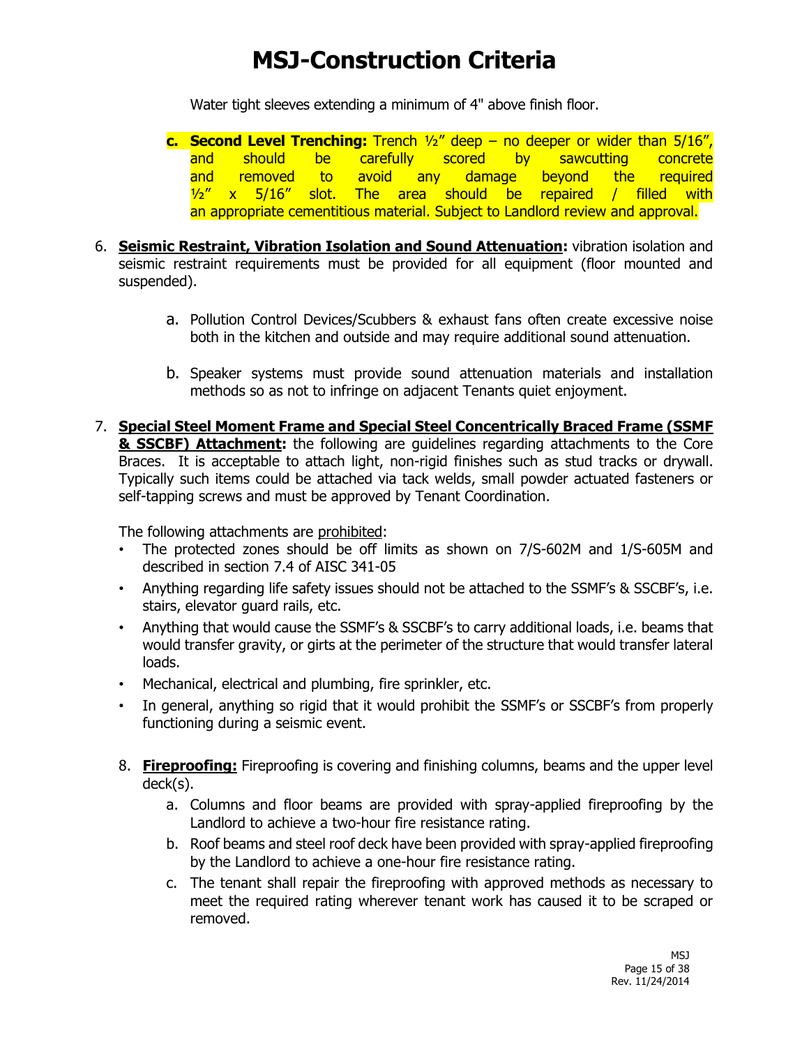Water tight sleeves extending a minimum of 4" above finish floor.

   c. **Second Level Trenching:** Trench ½" deep – no deeper or wider than 5/16", and should be carefully scored by sawcutting concrete and removed to avoid any damage beyond the required ½" x 5/16" slot. The area should be repaired / filled with an appropriate cementitious material. Subject to Landlord review and approval.

6. **Seismic Restraint, Vibration Isolation and Sound Attenuation:** vibration isolation and seismic restraint requirements must be provided for all equipment (floor mounted and suspended).

   a. Pollution Control Devices/Scubbers & exhaust fans often create excessive noise both in the kitchen and outside and may require additional sound attenuation.

   b. Speaker systems must provide sound attenuation materials and installation methods so as not to infringe on adjacent Tenants quiet enjoyment.

7. **Special Steel Moment Frame and Special Steel Concentrically Braced Frame (SSMF & SSCBF) Attachment:** the following are guidelines regarding attachments to the Core Braces. It is acceptable to attach light, non-rigid finishes such as stud tracks or drywall. Typically such items could be attached via tack welds, small powder actuated fasteners or self-tapping screws and must be approved by Tenant Coordination.

   The following attachments are prohibited:

   - The protected zones should be off limits as shown on 7/S-602M and 1/S-605M and described in section 7.4 of AISC 341-05
   - Anything regarding life safety issues should not be attached to the SSMF's & SSCBF's, i.e. stairs, elevator guard rails, etc.
   - Anything that would cause the SSMF's & SSCBF's to carry additional loads, i.e. beams that would transfer gravity, or girts at the perimeter of the structure that would transfer lateral loads.
   - Mechanical, electrical and plumbing, fire sprinkler, etc.
   - In general, anything so rigid that it would prohibit the SSMF's or SSCBF's from properly functioning during a seismic event.

8. **Fireproofing:** Fireproofing is covering and finishing columns, beams and the upper level deck(s).

   a. Columns and floor beams are provided with spray-applied fireproofing by the Landlord to achieve a two-hour fire resistance rating.

   b. Roof beams and steel roof deck have been provided with spray-applied fireproofing by the Landlord to achieve a one-hour fire resistance rating.

   c. The tenant shall repair the fireproofing with approved methods as necessary to meet the required rating wherever tenant work has caused it to be scraped or removed.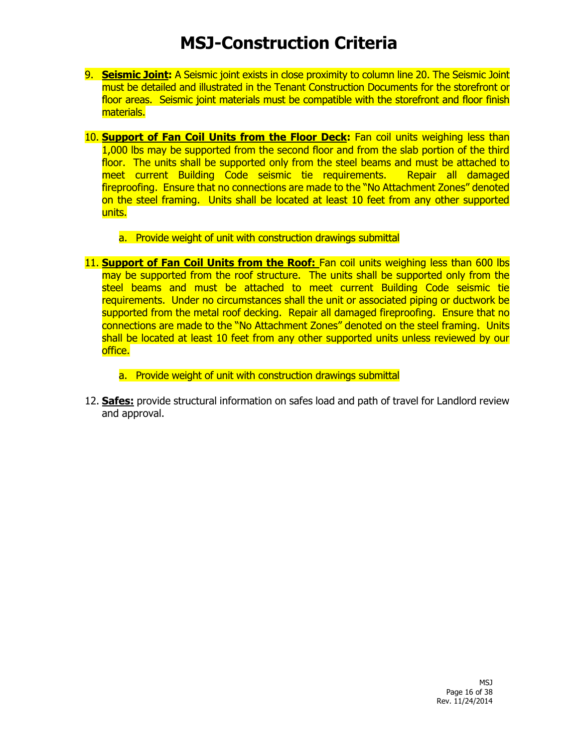# MSJ-Construction Criteria

9. **Seismic Joint:** A Seismic joint exists in close proximity to column line 20. The Seismic Joint must be detailed and illustrated in the Tenant Construction Documents for the storefront or floor areas. Seismic joint materials must be compatible with the storefront and floor finish materials.

10. **Support of Fan Coil Units from the Floor Deck:** Fan coil units weighing less than 1,000 lbs may be supported from the second floor and from the slab portion of the third floor. The units shall be supported only from the steel beams and must be attached to meet current Building Code seismic tie requirements. Repair all damaged fireproofing. Ensure that no connections are made to the "No Attachment Zones" denoted on the steel framing. Units shall be located at least 10 feet from any other supported units.

    a. Provide weight of unit with construction drawings submittal

11. **Support of Fan Coil Units from the Roof:** Fan coil units weighing less than 600 lbs may be supported from the roof structure. The units shall be supported only from the steel beams and must be attached to meet current Building Code seismic tie requirements. Under no circumstances shall the unit or associated piping or ductwork be supported from the metal roof decking. Repair all damaged fireproofing. Ensure that no connections are made to the "No Attachment Zones" denoted on the steel framing. Units shall be located at least 10 feet from any other supported units unless reviewed by our office.

    a. Provide weight of unit with construction drawings submittal

12. **Safes:** provide structural information on safes load and path of travel for Landlord review and approval.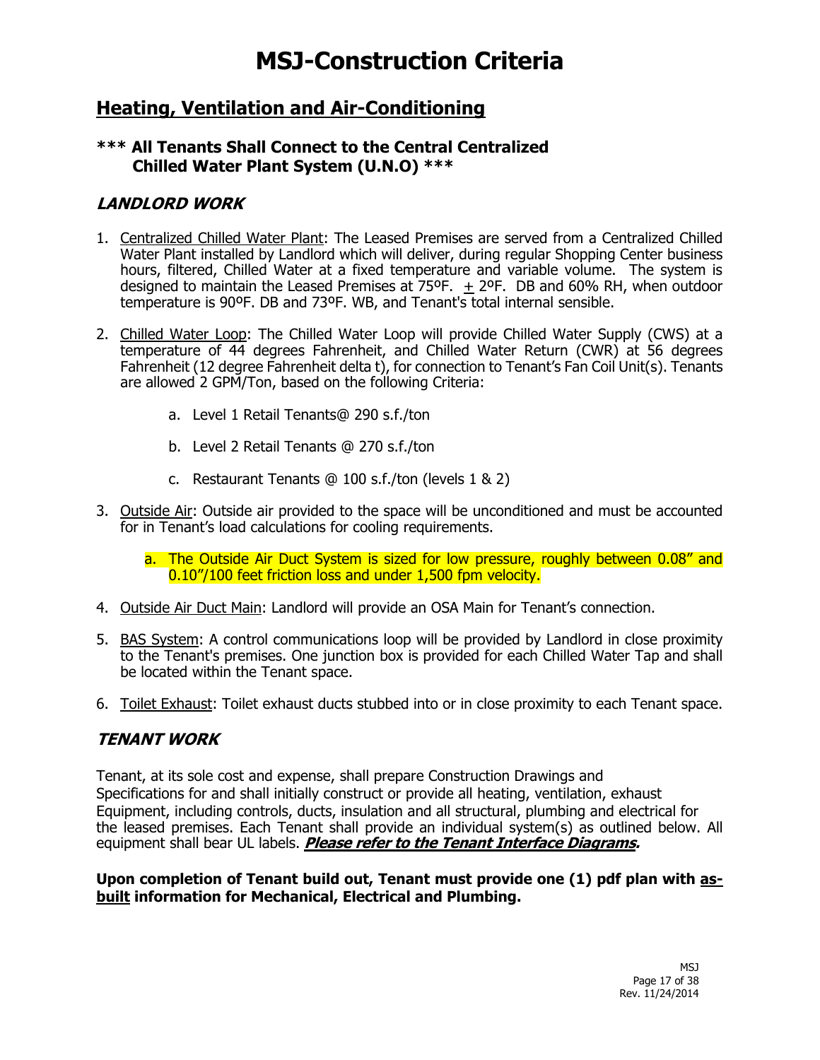# MSJ-Construction Criteria

## Heating, Ventilation and Air-Conditioning

### *** All Tenants Shall Connect to the Central Centralized Chilled Water Plant System (U.N.O) ***

### *LANDLORD WORK*

1. Centralized Chilled Water Plant: The Leased Premises are served from a Centralized Chilled Water Plant installed by Landlord which will deliver, during regular Shopping Center business hours, filtered, Chilled Water at a fixed temperature and variable volume. The system is designed to maintain the Leased Premises at 75ºF. ± 2ºF. DB and 60% RH, when outdoor temperature is 90ºF. DB and 73ºF. WB, and Tenant's total internal sensible.

2. Chilled Water Loop: The Chilled Water Loop will provide Chilled Water Supply (CWS) at a temperature of 44 degrees Fahrenheit, and Chilled Water Return (CWR) at 56 degrees Fahrenheit (12 degree Fahrenheit delta t), for connection to Tenant's Fan Coil Unit(s). Tenants are allowed 2 GPM/Ton, based on the following Criteria:

   a. Level 1 Retail Tenants@ 290 s.f./ton

   b. Level 2 Retail Tenants @ 270 s.f./ton

   c. Restaurant Tenants @ 100 s.f./ton (levels 1 & 2)

3. Outside Air: Outside air provided to the space will be unconditioned and must be accounted for in Tenant's load calculations for cooling requirements.

   a. The Outside Air Duct System is sized for low pressure, roughly between 0.08" and 0.10"/100 feet friction loss and under 1,500 fpm velocity.

4. Outside Air Duct Main: Landlord will provide an OSA Main for Tenant's connection.

5. BAS System: A control communications loop will be provided by Landlord in close proximity to the Tenant's premises. One junction box is provided for each Chilled Water Tap and shall be located within the Tenant space.

6. Toilet Exhaust: Toilet exhaust ducts stubbed into or in close proximity to each Tenant space.

### *TENANT WORK*

Tenant, at its sole cost and expense, shall prepare Construction Drawings and Specifications for and shall initially construct or provide all heating, ventilation, exhaust Equipment, including controls, ducts, insulation and all structural, plumbing and electrical for the leased premises. Each Tenant shall provide an individual system(s) as outlined below. All equipment shall bear UL labels. ***Please refer to the Tenant Interface Diagrams.***

**Upon completion of Tenant build out, Tenant must provide one (1) pdf plan with as-built information for Mechanical, Electrical and Plumbing.**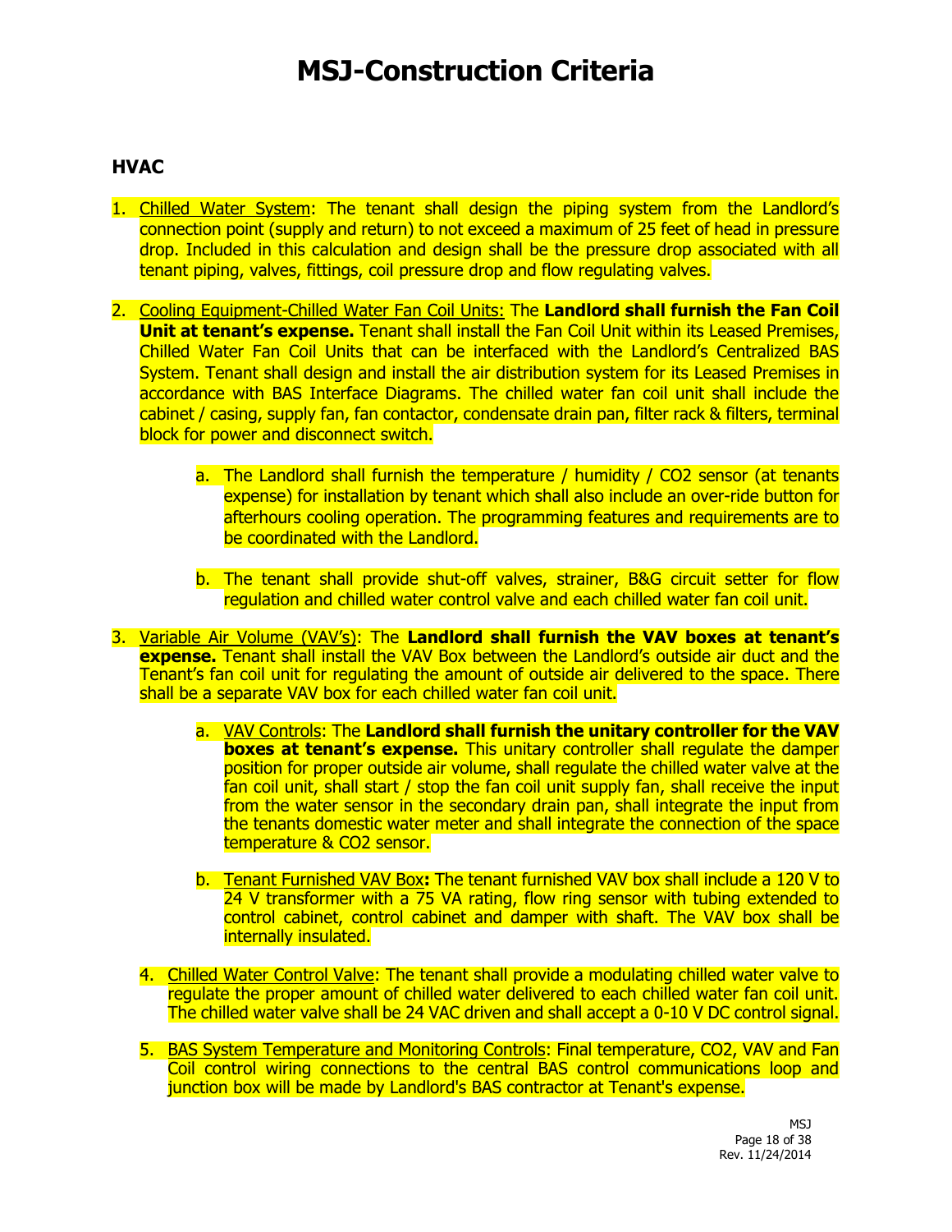# MSJ-Construction Criteria

## HVAC

1. Chilled Water System: The tenant shall design the piping system from the Landlord's connection point (supply and return) to not exceed a maximum of 25 feet of head in pressure drop. Included in this calculation and design shall be the pressure drop associated with all tenant piping, valves, fittings, coil pressure drop and flow regulating valves.

2. Cooling Equipment-Chilled Water Fan Coil Units: The **Landlord shall furnish the Fan Coil Unit at tenant's expense.** Tenant shall install the Fan Coil Unit within its Leased Premises, Chilled Water Fan Coil Units that can be interfaced with the Landlord's Centralized BAS System. Tenant shall design and install the air distribution system for its Leased Premises in accordance with BAS Interface Diagrams. The chilled water fan coil unit shall include the cabinet / casing, supply fan, fan contactor, condensate drain pan, filter rack & filters, terminal block for power and disconnect switch.

    a. The Landlord shall furnish the temperature / humidity / CO2 sensor (at tenants expense) for installation by tenant which shall also include an over-ride button for afterhours cooling operation. The programming features and requirements are to be coordinated with the Landlord.

    b. The tenant shall provide shut-off valves, strainer, B&G circuit setter for flow regulation and chilled water control valve and each chilled water fan coil unit.

3. Variable Air Volume (VAV's): The **Landlord shall furnish the VAV boxes at tenant's expense.** Tenant shall install the VAV Box between the Landlord's outside air duct and the Tenant's fan coil unit for regulating the amount of outside air delivered to the space. There shall be a separate VAV box for each chilled water fan coil unit.

    a. VAV Controls: The **Landlord shall furnish the unitary controller for the VAV boxes at tenant's expense.** This unitary controller shall regulate the damper position for proper outside air volume, shall regulate the chilled water valve at the fan coil unit, shall start / stop the fan coil unit supply fan, shall receive the input from the water sensor in the secondary drain pan, shall integrate the input from the tenants domestic water meter and shall integrate the connection of the space temperature & CO2 sensor.

    b. Tenant Furnished VAV Box**:** The tenant furnished VAV box shall include a 120 V to 24 V transformer with a 75 VA rating, flow ring sensor with tubing extended to control cabinet, control cabinet and damper with shaft. The VAV box shall be internally insulated.

4. Chilled Water Control Valve: The tenant shall provide a modulating chilled water valve to regulate the proper amount of chilled water delivered to each chilled water fan coil unit. The chilled water valve shall be 24 VAC driven and shall accept a 0-10 V DC control signal.

5. BAS System Temperature and Monitoring Controls: Final temperature, CO2, VAV and Fan Coil control wiring connections to the central BAS control communications loop and junction box will be made by Landlord's BAS contractor at Tenant's expense.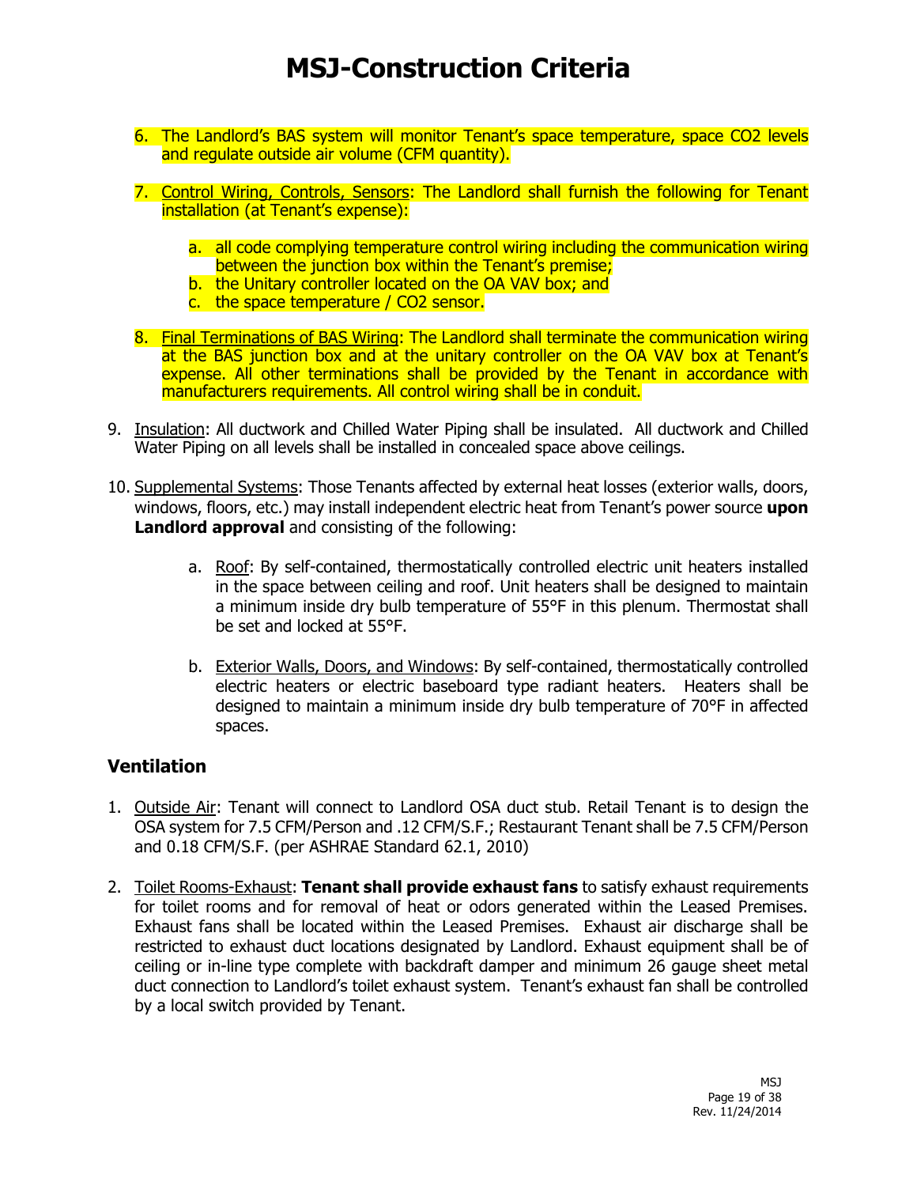6. The Landlord's BAS system will monitor Tenant's space temperature, space $CO_2$ levels and regulate outside air volume (CFM quantity).

7. Control Wiring, Controls, Sensors: The Landlord shall furnish the following for Tenant installation (at Tenant's expense):

   a. all code complying temperature control wiring including the communication wiring between the junction box within the Tenant's premise;
   b. the Unitary controller located on the OA VAV box; and
   c. the space temperature / $CO_2$ sensor.

8. Final Terminations of BAS Wiring: The Landlord shall terminate the communication wiring at the BAS junction box and at the unitary controller on the OA VAV box at Tenant's expense. All other terminations shall be provided by the Tenant in accordance with manufacturers requirements. All control wiring shall be in conduit.

9. Insulation: All ductwork and Chilled Water Piping shall be insulated. All ductwork and Chilled Water Piping on all levels shall be installed in concealed space above ceilings.

10. Supplemental Systems: Those Tenants affected by external heat losses (exterior walls, doors, windows, floors, etc.) may install independent electric heat from Tenant's power source **upon Landlord approval** and consisting of the following:

    a. Roof: By self-contained, thermostatically controlled electric unit heaters installed in the space between ceiling and roof. Unit heaters shall be designed to maintain a minimum inside dry bulb temperature of 55°F in this plenum. Thermostat shall be set and locked at 55°F.

    b. Exterior Walls, Doors, and Windows: By self-contained, thermostatically controlled electric heaters or electric baseboard type radiant heaters. Heaters shall be designed to maintain a minimum inside dry bulb temperature of 70°F in affected spaces.

## Ventilation

1. Outside Air: Tenant will connect to Landlord OSA duct stub. Retail Tenant is to design the OSA system for 7.5 CFM/Person and .12 CFM/S.F.; Restaurant Tenant shall be 7.5 CFM/Person and 0.18 CFM/S.F. (per ASHRAE Standard 62.1, 2010)

2. Toilet Rooms-Exhaust: **Tenant shall provide exhaust fans** to satisfy exhaust requirements for toilet rooms and for removal of heat or odors generated within the Leased Premises. Exhaust fans shall be located within the Leased Premises. Exhaust air discharge shall be restricted to exhaust duct locations designated by Landlord. Exhaust equipment shall be of ceiling or in-line type complete with backdraft damper and minimum 26 gauge sheet metal duct connection to Landlord's toilet exhaust system. Tenant's exhaust fan shall be controlled by a local switch provided by Tenant.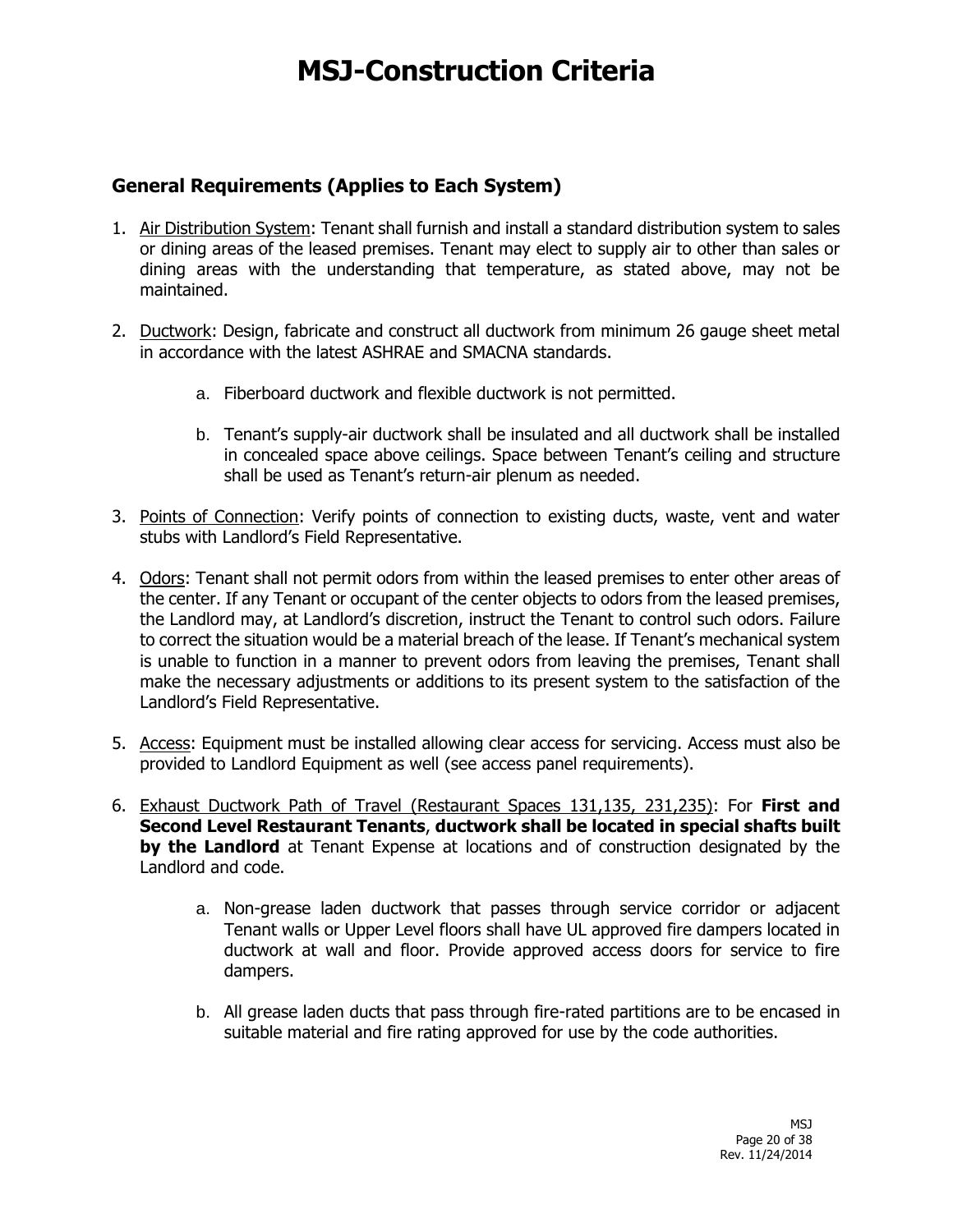# MSJ-Construction Criteria

## General Requirements (Applies to Each System)

1. Air Distribution System: Tenant shall furnish and install a standard distribution system to sales or dining areas of the leased premises. Tenant may elect to supply air to other than sales or dining areas with the understanding that temperature, as stated above, may not be maintained.

2. Ductwork: Design, fabricate and construct all ductwork from minimum 26 gauge sheet metal in accordance with the latest ASHRAE and SMACNA standards.

   a. Fiberboard ductwork and flexible ductwork is not permitted.

   b. Tenant's supply-air ductwork shall be insulated and all ductwork shall be installed in concealed space above ceilings. Space between Tenant's ceiling and structure shall be used as Tenant's return-air plenum as needed.

3. Points of Connection: Verify points of connection to existing ducts, waste, vent and water stubs with Landlord's Field Representative.

4. Odors: Tenant shall not permit odors from within the leased premises to enter other areas of the center. If any Tenant or occupant of the center objects to odors from the leased premises, the Landlord may, at Landlord's discretion, instruct the Tenant to control such odors. Failure to correct the situation would be a material breach of the lease. If Tenant's mechanical system is unable to function in a manner to prevent odors from leaving the premises, Tenant shall make the necessary adjustments or additions to its present system to the satisfaction of the Landlord's Field Representative.

5. Access: Equipment must be installed allowing clear access for servicing. Access must also be provided to Landlord Equipment as well (see access panel requirements).

6. Exhaust Ductwork Path of Travel (Restaurant Spaces 131,135, 231,235): For **First and Second Level Restaurant Tenants**, **ductwork shall be located in special shafts built by the Landlord** at Tenant Expense at locations and of construction designated by the Landlord and code.

   a. Non-grease laden ductwork that passes through service corridor or adjacent Tenant walls or Upper Level floors shall have UL approved fire dampers located in ductwork at wall and floor. Provide approved access doors for service to fire dampers.

   b. All grease laden ducts that pass through fire-rated partitions are to be encased in suitable material and fire rating approved for use by the code authorities.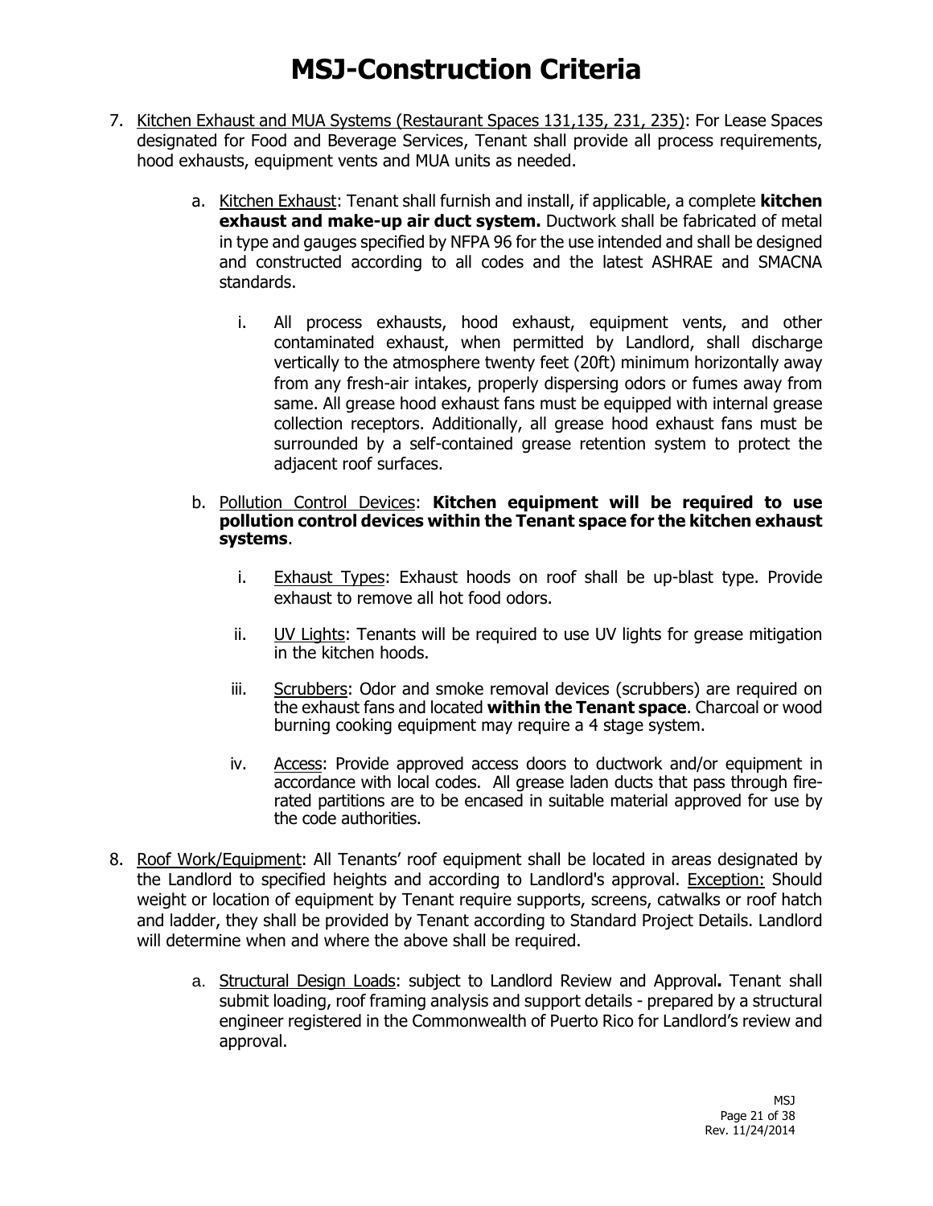# MSJ-Construction Criteria

7. Kitchen Exhaust and MUA Systems (Restaurant Spaces 131,135, 231, 235): For Lease Spaces designated for Food and Beverage Services, Tenant shall provide all process requirements, hood exhausts, equipment vents and MUA units as needed.

   a. Kitchen Exhaust: Tenant shall furnish and install, if applicable, a complete **kitchen exhaust and make-up air duct system.** Ductwork shall be fabricated of metal in type and gauges specified by NFPA 96 for the use intended and shall be designed and constructed according to all codes and the latest ASHRAE and SMACNA standards.

      i. All process exhausts, hood exhaust, equipment vents, and other contaminated exhaust, when permitted by Landlord, shall discharge vertically to the atmosphere twenty feet (20ft) minimum horizontally away from any fresh-air intakes, properly dispersing odors or fumes away from same. All grease hood exhaust fans must be equipped with internal grease collection receptors. Additionally, all grease hood exhaust fans must be surrounded by a self-contained grease retention system to protect the adjacent roof surfaces.

   b. Pollution Control Devices: **Kitchen equipment will be required to use pollution control devices within the Tenant space for the kitchen exhaust systems**.

      i. Exhaust Types: Exhaust hoods on roof shall be up-blast type. Provide exhaust to remove all hot food odors.

      ii. UV Lights: Tenants will be required to use UV lights for grease mitigation in the kitchen hoods.

      iii. Scrubbers: Odor and smoke removal devices (scrubbers) are required on the exhaust fans and located **within the Tenant space**. Charcoal or wood burning cooking equipment may require a 4 stage system.

      iv. Access: Provide approved access doors to ductwork and/or equipment in accordance with local codes. All grease laden ducts that pass through fire-rated partitions are to be encased in suitable material approved for use by the code authorities.

8. Roof Work/Equipment: All Tenants' roof equipment shall be located in areas designated by the Landlord to specified heights and according to Landlord's approval. Exception: Should weight or location of equipment by Tenant require supports, screens, catwalks or roof hatch and ladder, they shall be provided by Tenant according to Standard Project Details. Landlord will determine when and where the above shall be required.

   a. Structural Design Loads: subject to Landlord Review and Approval**.** Tenant shall submit loading, roof framing analysis and support details - prepared by a structural engineer registered in the Commonwealth of Puerto Rico for Landlord's review and approval.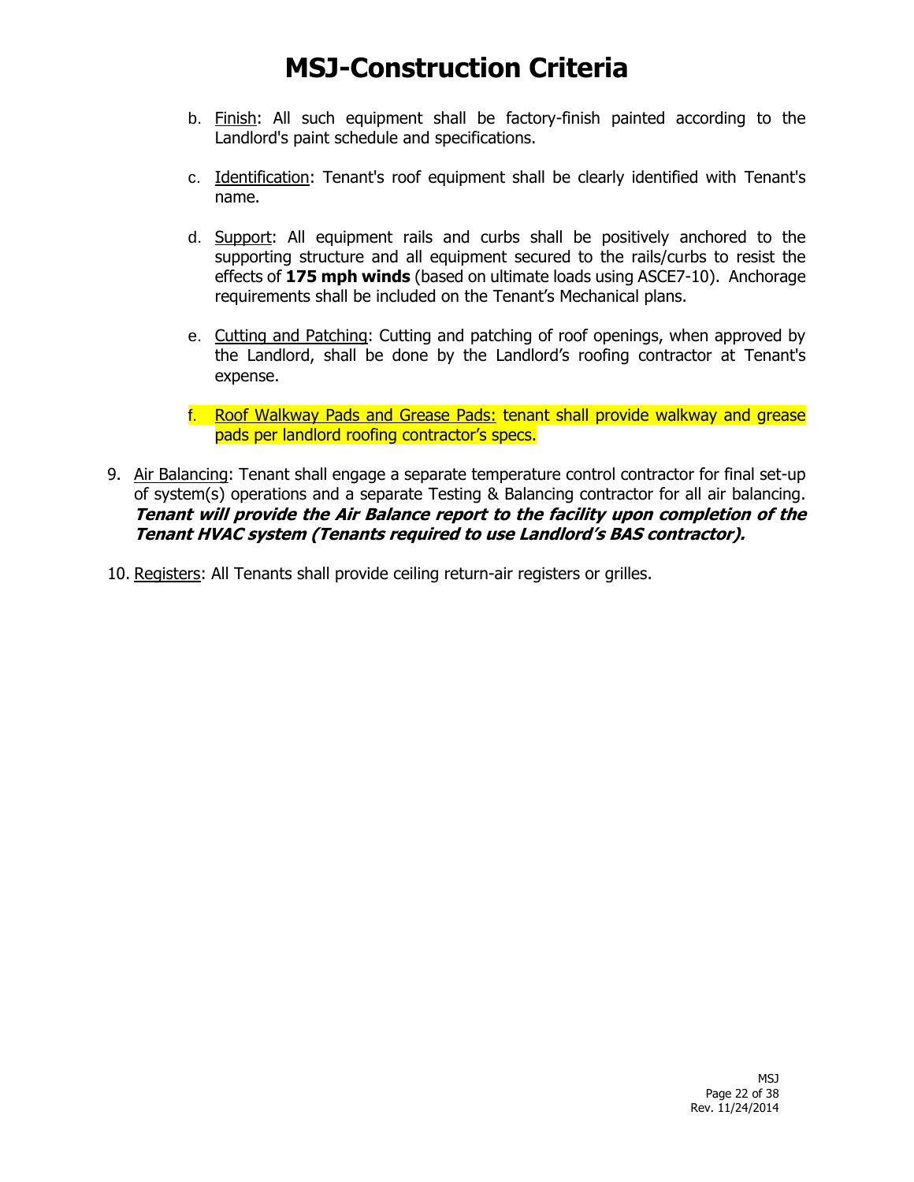b. Finish: All such equipment shall be factory-finish painted according to the Landlord's paint schedule and specifications.

c. Identification: Tenant's roof equipment shall be clearly identified with Tenant's name.

d. Support: All equipment rails and curbs shall be positively anchored to the supporting structure and all equipment secured to the rails/curbs to resist the effects of **175 mph winds** (based on ultimate loads using ASCE7-10). Anchorage requirements shall be included on the Tenant's Mechanical plans.

e. Cutting and Patching: Cutting and patching of roof openings, when approved by the Landlord, shall be done by the Landlord's roofing contractor at Tenant's expense.

f. Roof Walkway Pads and Grease Pads: tenant shall provide walkway and grease pads per landlord roofing contractor's specs.

9. Air Balancing: Tenant shall engage a separate temperature control contractor for final set-up of system(s) operations and a separate Testing & Balancing contractor for all air balancing. ***Tenant will provide the Air Balance report to the facility upon completion of the Tenant HVAC system (Tenants required to use Landlord's BAS contractor).***

10. Registers: All Tenants shall provide ceiling return-air registers or grilles.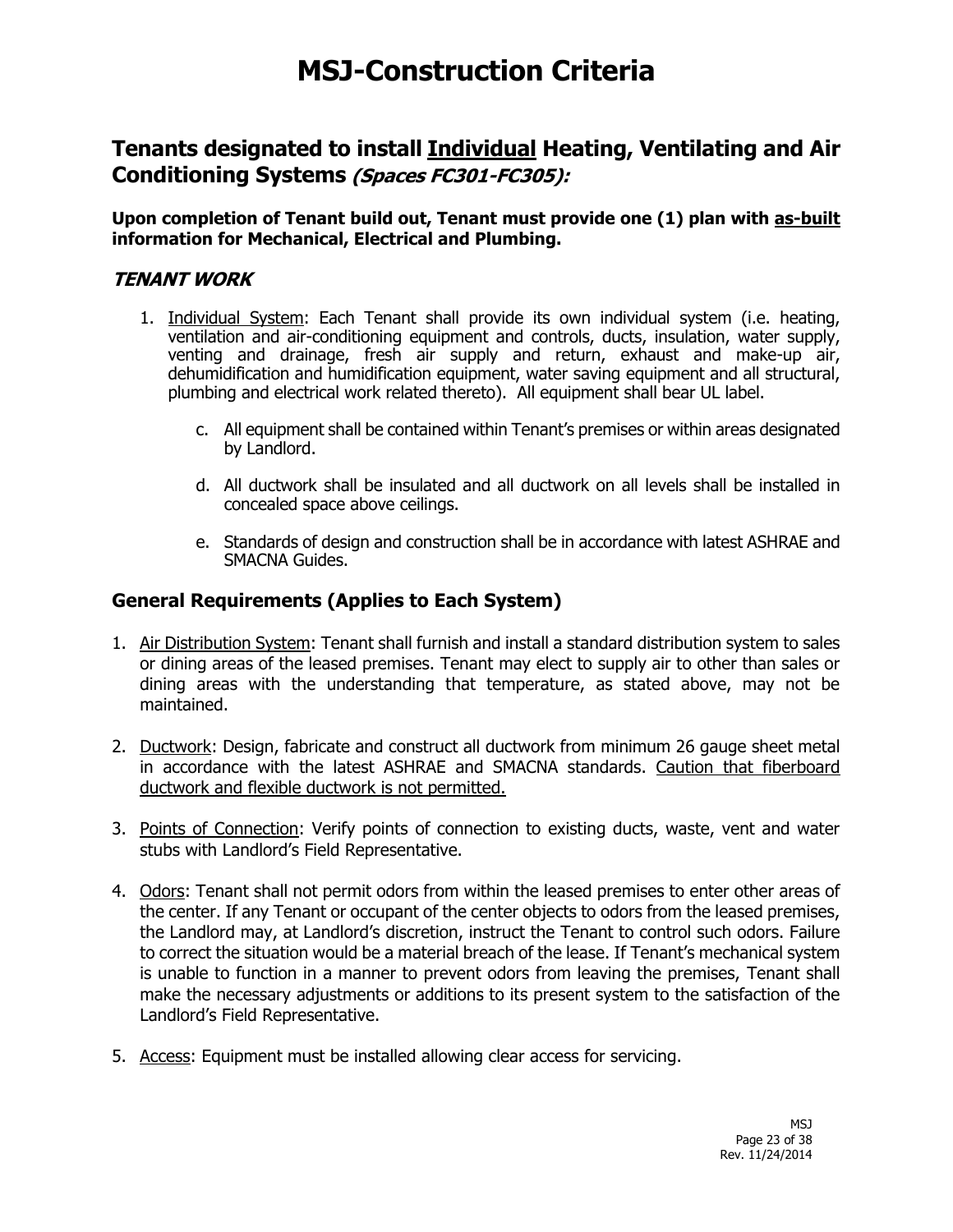# MSJ-Construction Criteria

## Tenants designated to install <u>Individual</u> Heating, Ventilating and Air Conditioning Systems *(Spaces FC301-FC305):*

**Upon completion of Tenant build out, Tenant must provide one (1) plan with <u>as-built</u> information for Mechanical, Electrical and Plumbing.**

### *TENANT WORK*

1. <u>Individual System</u>: Each Tenant shall provide its own individual system (i.e. heating, ventilation and air-conditioning equipment and controls, ducts, insulation, water supply, venting and drainage, fresh air supply and return, exhaust and make-up air, dehumidification and humidification equipment, water saving equipment and all structural, plumbing and electrical work related thereto). All equipment shall bear UL label.

    c. All equipment shall be contained within Tenant's premises or within areas designated by Landlord.

    d. All ductwork shall be insulated and all ductwork on all levels shall be installed in concealed space above ceilings.

    e. Standards of design and construction shall be in accordance with latest ASHRAE and SMACNA Guides.

### General Requirements (Applies to Each System)

1. <u>Air Distribution System</u>: Tenant shall furnish and install a standard distribution system to sales or dining areas of the leased premises. Tenant may elect to supply air to other than sales or dining areas with the understanding that temperature, as stated above, may not be maintained.

2. <u>Ductwork</u>: Design, fabricate and construct all ductwork from minimum 26 gauge sheet metal in accordance with the latest ASHRAE and SMACNA standards. <u>Caution that fiberboard ductwork and flexible ductwork is not permitted.</u>

3. <u>Points of Connection</u>: Verify points of connection to existing ducts, waste, vent and water stubs with Landlord's Field Representative.

4. <u>Odors</u>: Tenant shall not permit odors from within the leased premises to enter other areas of the center. If any Tenant or occupant of the center objects to odors from the leased premises, the Landlord may, at Landlord's discretion, instruct the Tenant to control such odors. Failure to correct the situation would be a material breach of the lease. If Tenant's mechanical system is unable to function in a manner to prevent odors from leaving the premises, Tenant shall make the necessary adjustments or additions to its present system to the satisfaction of the Landlord's Field Representative.

5. <u>Access</u>: Equipment must be installed allowing clear access for servicing.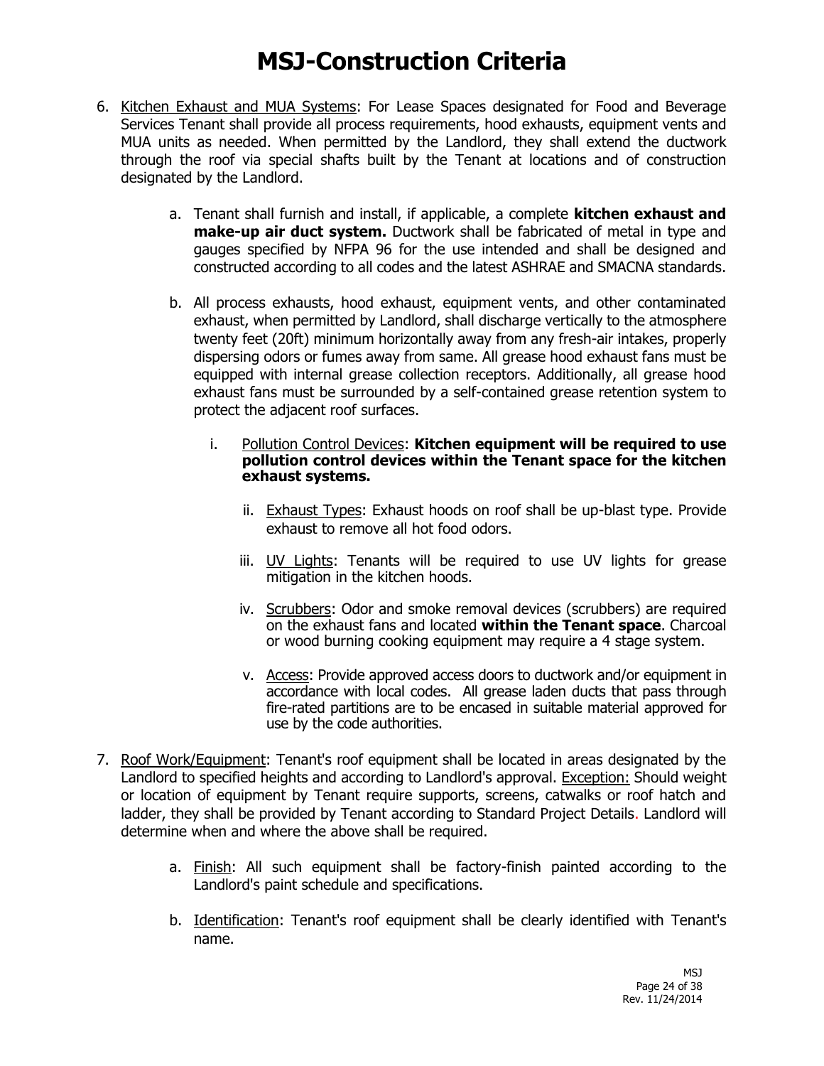# MSJ-Construction Criteria

6. Kitchen Exhaust and MUA Systems: For Lease Spaces designated for Food and Beverage Services Tenant shall provide all process requirements, hood exhausts, equipment vents and MUA units as needed. When permitted by the Landlord, they shall extend the ductwork through the roof via special shafts built by the Tenant at locations and of construction designated by the Landlord.

   a. Tenant shall furnish and install, if applicable, a complete **kitchen exhaust and make-up air duct system.** Ductwork shall be fabricated of metal in type and gauges specified by NFPA 96 for the use intended and shall be designed and constructed according to all codes and the latest ASHRAE and SMACNA standards.

   b. All process exhausts, hood exhaust, equipment vents, and other contaminated exhaust, when permitted by Landlord, shall discharge vertically to the atmosphere twenty feet (20ft) minimum horizontally away from any fresh-air intakes, properly dispersing odors or fumes away from same. All grease hood exhaust fans must be equipped with internal grease collection receptors. Additionally, all grease hood exhaust fans must be surrounded by a self-contained grease retention system to protect the adjacent roof surfaces.

      i. Pollution Control Devices: **Kitchen equipment will be required to use pollution control devices within the Tenant space for the kitchen exhaust systems.**

      ii. Exhaust Types: Exhaust hoods on roof shall be up-blast type. Provide exhaust to remove all hot food odors.

      iii. UV Lights: Tenants will be required to use UV lights for grease mitigation in the kitchen hoods.

      iv. Scrubbers: Odor and smoke removal devices (scrubbers) are required on the exhaust fans and located **within the Tenant space**. Charcoal or wood burning cooking equipment may require a 4 stage system.

      v. Access: Provide approved access doors to ductwork and/or equipment in accordance with local codes. All grease laden ducts that pass through fire-rated partitions are to be encased in suitable material approved for use by the code authorities.

7. Roof Work/Equipment: Tenant's roof equipment shall be located in areas designated by the Landlord to specified heights and according to Landlord's approval. Exception: Should weight or location of equipment by Tenant require supports, screens, catwalks or roof hatch and ladder, they shall be provided by Tenant according to Standard Project Details. Landlord will determine when and where the above shall be required.

   a. Finish: All such equipment shall be factory-finish painted according to the Landlord's paint schedule and specifications.

   b. Identification: Tenant's roof equipment shall be clearly identified with Tenant's name.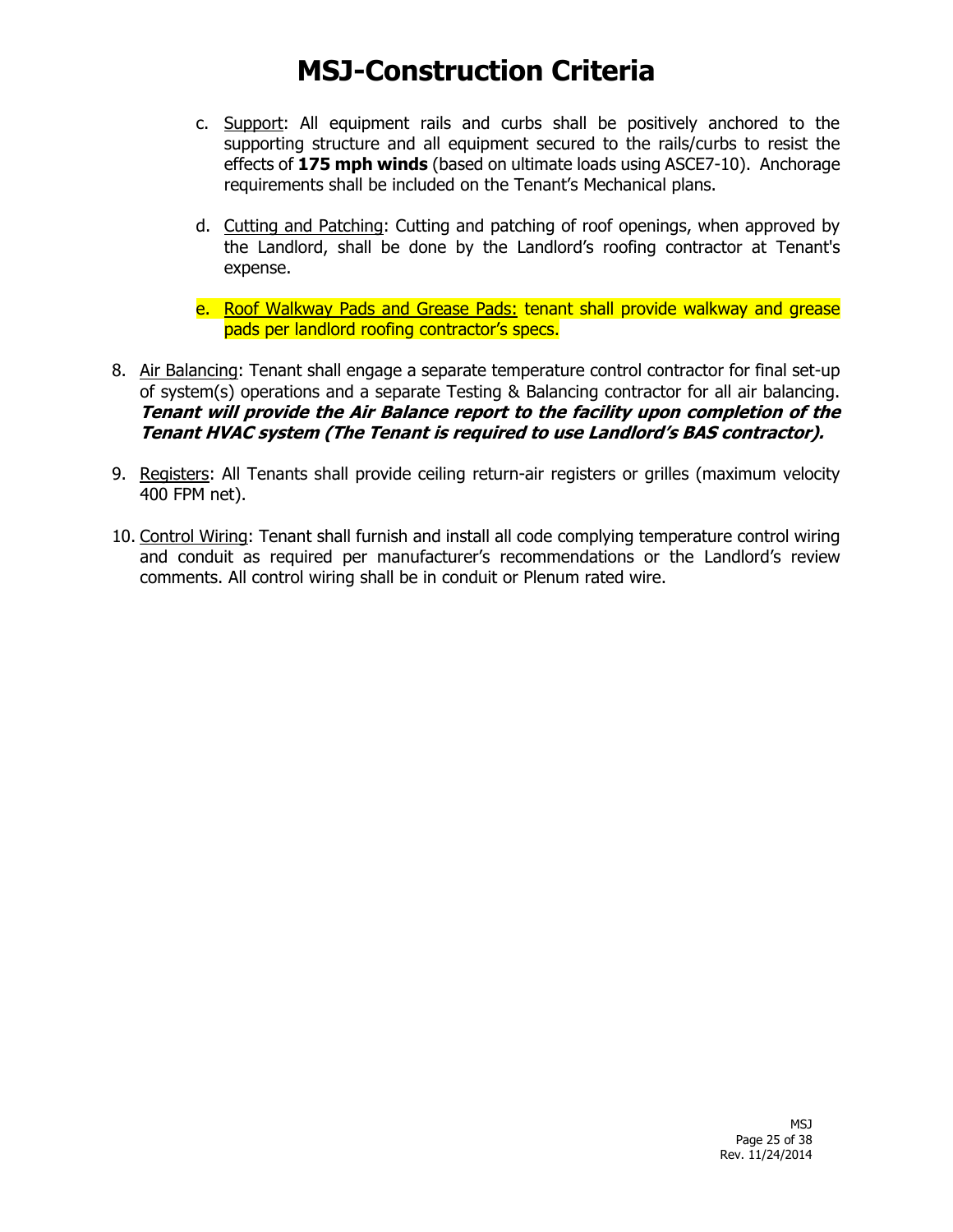# MSJ-Construction Criteria

c. Support: All equipment rails and curbs shall be positively anchored to the supporting structure and all equipment secured to the rails/curbs to resist the effects of **175 mph winds** (based on ultimate loads using ASCE7-10). Anchorage requirements shall be included on the Tenant's Mechanical plans.

d. Cutting and Patching: Cutting and patching of roof openings, when approved by the Landlord, shall be done by the Landlord's roofing contractor at Tenant's expense.

e. Roof Walkway Pads and Grease Pads: tenant shall provide walkway and grease pads per landlord roofing contractor's specs.

8. Air Balancing: Tenant shall engage a separate temperature control contractor for final set-up of system(s) operations and a separate Testing & Balancing contractor for all air balancing. ***Tenant will provide the Air Balance report to the facility upon completion of the Tenant HVAC system (The Tenant is required to use Landlord's BAS contractor).***

9. Registers: All Tenants shall provide ceiling return-air registers or grilles (maximum velocity 400 FPM net).

10. Control Wiring: Tenant shall furnish and install all code complying temperature control wiring and conduit as required per manufacturer's recommendations or the Landlord's review comments. All control wiring shall be in conduit or Plenum rated wire.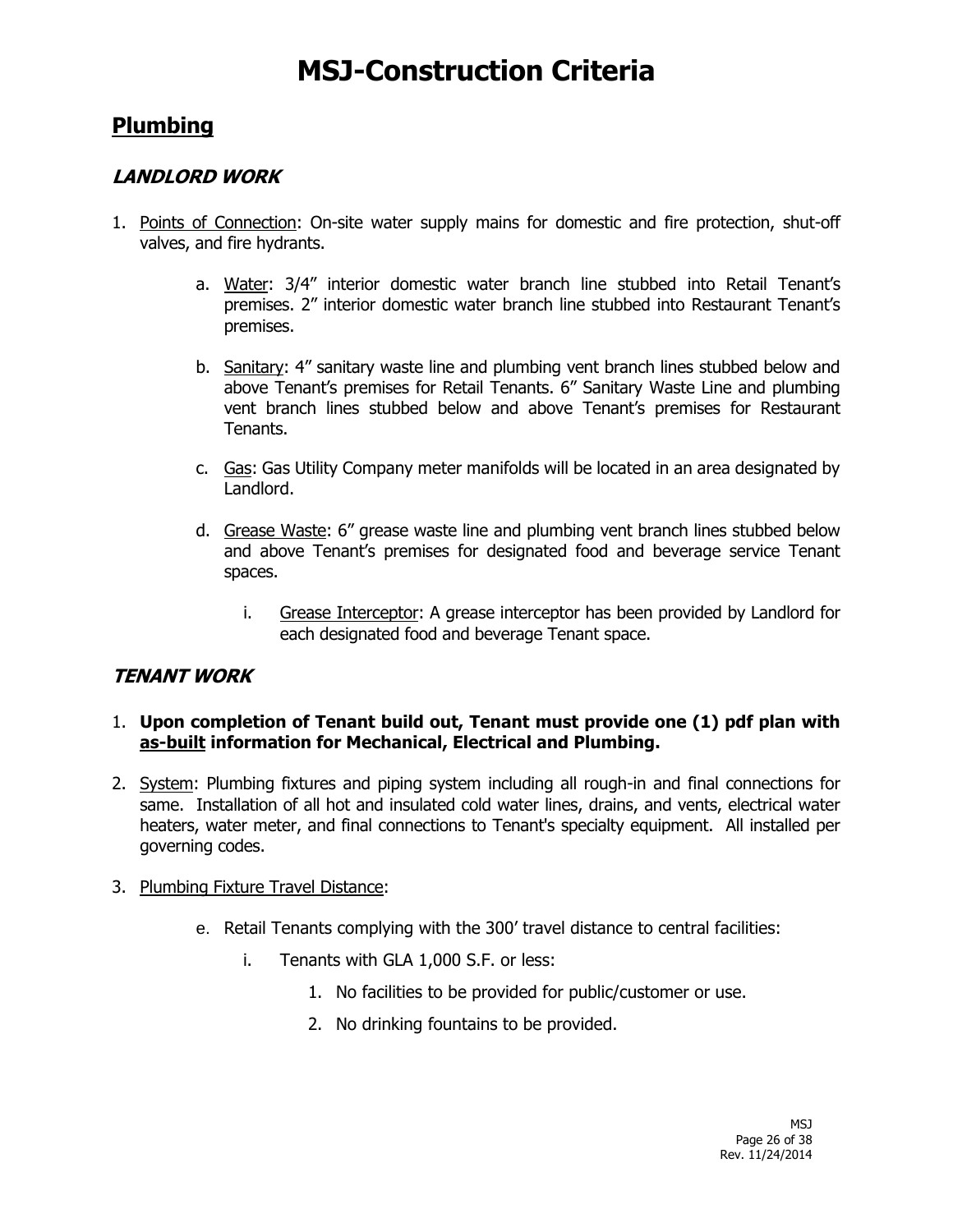# MSJ-Construction Criteria

## Plumbing

### *LANDLORD WORK*

1. Points of Connection: On-site water supply mains for domestic and fire protection, shut-off valves, and fire hydrants.

   a. Water: 3/4" interior domestic water branch line stubbed into Retail Tenant's premises. 2" interior domestic water branch line stubbed into Restaurant Tenant's premises.

   b. Sanitary: 4" sanitary waste line and plumbing vent branch lines stubbed below and above Tenant's premises for Retail Tenants. 6" Sanitary Waste Line and plumbing vent branch lines stubbed below and above Tenant's premises for Restaurant Tenants.

   c. Gas: Gas Utility Company meter manifolds will be located in an area designated by Landlord.

   d. Grease Waste: 6" grease waste line and plumbing vent branch lines stubbed below and above Tenant's premises for designated food and beverage service Tenant spaces.

      i. Grease Interceptor: A grease interceptor has been provided by Landlord for each designated food and beverage Tenant space.

### *TENANT WORK*

1. **Upon completion of Tenant build out, Tenant must provide one (1) pdf plan with as-built information for Mechanical, Electrical and Plumbing.**

2. System: Plumbing fixtures and piping system including all rough-in and final connections for same. Installation of all hot and insulated cold water lines, drains, and vents, electrical water heaters, water meter, and final connections to Tenant's specialty equipment. All installed per governing codes.

3. Plumbing Fixture Travel Distance:

   e. Retail Tenants complying with the 300' travel distance to central facilities:

      i. Tenants with GLA 1,000 S.F. or less:

         1. No facilities to be provided for public/customer or use.

         2. No drinking fountains to be provided.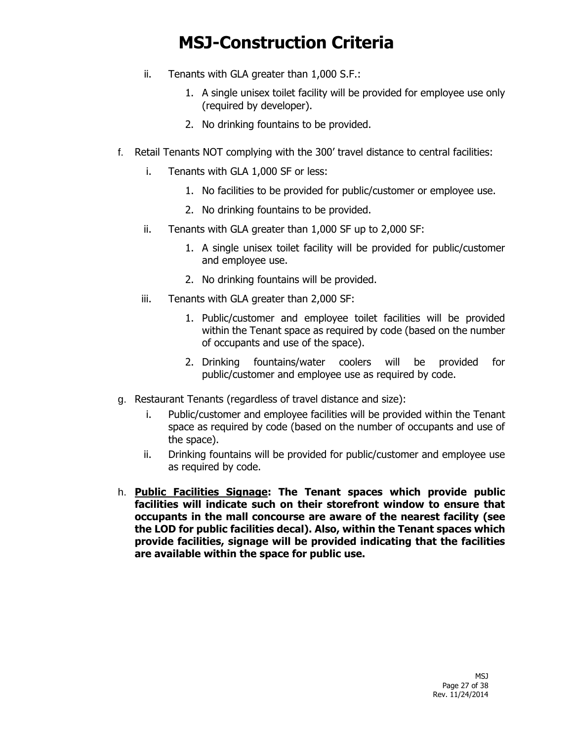ii. Tenants with GLA greater than 1,000 S.F.:

  1. A single unisex toilet facility will be provided for employee use only (required by developer).
  2. No drinking fountains to be provided.

f. Retail Tenants NOT complying with the 300' travel distance to central facilities:

  i. Tenants with GLA 1,000 SF or less:

    1. No facilities to be provided for public/customer or employee use.
    2. No drinking fountains to be provided.

  ii. Tenants with GLA greater than 1,000 SF up to 2,000 SF:

    1. A single unisex toilet facility will be provided for public/customer and employee use.
    2. No drinking fountains will be provided.

  iii. Tenants with GLA greater than 2,000 SF:

    1. Public/customer and employee toilet facilities will be provided within the Tenant space as required by code (based on the number of occupants and use of the space).
    2. Drinking fountains/water coolers will be provided for public/customer and employee use as required by code.

g. Restaurant Tenants (regardless of travel distance and size):

  i. Public/customer and employee facilities will be provided within the Tenant space as required by code (based on the number of occupants and use of the space).

  ii. Drinking fountains will be provided for public/customer and employee use as required by code.

h. **<u>Public Facilities Signage</u>: The Tenant spaces which provide public facilities will indicate such on their storefront window to ensure that occupants in the mall concourse are aware of the nearest facility (see the LOD for public facilities decal). Also, within the Tenant spaces which provide facilities, signage will be provided indicating that the facilities are available within the space for public use.**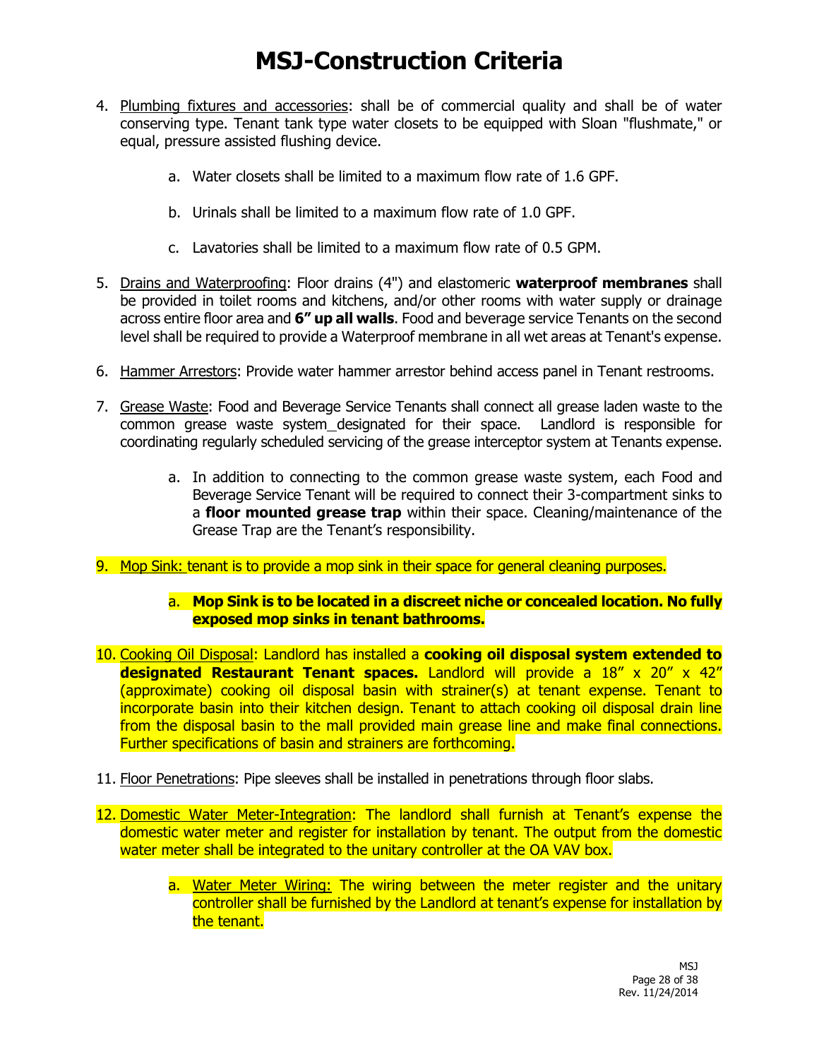# MSJ-Construction Criteria

4. <u>Plumbing fixtures and accessories</u>: shall be of commercial quality and shall be of water conserving type. Tenant tank type water closets to be equipped with Sloan "flushmate," or equal, pressure assisted flushing device.

    a. Water closets shall be limited to a maximum flow rate of 1.6 GPF.

    b. Urinals shall be limited to a maximum flow rate of 1.0 GPF.

    c. Lavatories shall be limited to a maximum flow rate of 0.5 GPM.

5. <u>Drains and Waterproofing</u>: Floor drains (4") and elastomeric **waterproof membranes** shall be provided in toilet rooms and kitchens, and/or other rooms with water supply or drainage across entire floor area and **6" up all walls**. Food and beverage service Tenants on the second level shall be required to provide a Waterproof membrane in all wet areas at Tenant's expense.

6. <u>Hammer Arrestors</u>: Provide water hammer arrestor behind access panel in Tenant restrooms.

7. <u>Grease Waste</u>: Food and Beverage Service Tenants shall connect all grease laden waste to the common grease waste system_designated for their space. Landlord is responsible for coordinating regularly scheduled servicing of the grease interceptor system at Tenants expense.

    a. In addition to connecting to the common grease waste system, each Food and Beverage Service Tenant will be required to connect their 3-compartment sinks to a **floor mounted grease trap** within their space. Cleaning/maintenance of the Grease Trap are the Tenant's responsibility.

9. <u>Mop Sink:</u> tenant is to provide a mop sink in their space for general cleaning purposes.

    a. **Mop Sink is to be located in a discreet niche or concealed location. No fully exposed mop sinks in tenant bathrooms.**

10. <u>Cooking Oil Disposal</u>: Landlord has installed a **cooking oil disposal system extended to designated Restaurant Tenant spaces.** Landlord will provide a 18" x 20" x 42" (approximate) cooking oil disposal basin with strainer(s) at tenant expense. Tenant to incorporate basin into their kitchen design. Tenant to attach cooking oil disposal drain line from the disposal basin to the mall provided main grease line and make final connections. Further specifications of basin and strainers are forthcoming.

11. <u>Floor Penetrations</u>: Pipe sleeves shall be installed in penetrations through floor slabs.

12. <u>Domestic Water Meter-Integration</u>: The landlord shall furnish at Tenant's expense the domestic water meter and register for installation by tenant. The output from the domestic water meter shall be integrated to the unitary controller at the OA VAV box.

    a. <u>Water Meter Wiring:</u> The wiring between the meter register and the unitary controller shall be furnished by the Landlord at tenant's expense for installation by the tenant.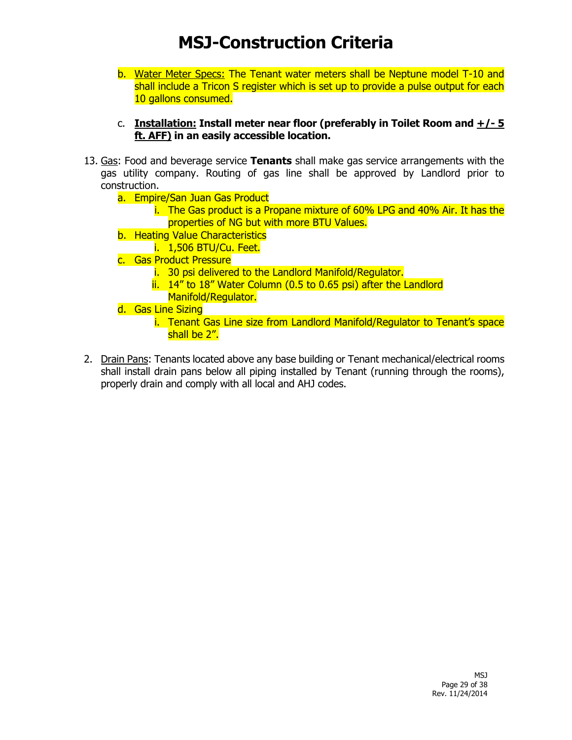# MSJ-Construction Criteria

b. Underlined: Water Meter Specs: The Tenant water meters shall be Neptune model T-10 and shall include a Tricon S register which is set up to provide a pulse output for each 10 gallons consumed.

c. **Installation: Install meter near floor (preferably in Toilet Room and +/- 5 ft. AFF) in an easily accessible location.**

13. Gas: Food and beverage service **Tenants** shall make gas service arrangements with the gas utility company. Routing of gas line shall be approved by Landlord prior to construction.
    a. Empire/San Juan Gas Product
        i. The Gas product is a Propane mixture of 60% LPG and 40% Air. It has the properties of NG but with more BTU Values.
    b. Heating Value Characteristics
        i. 1,506 BTU/Cu. Feet.
    c. Gas Product Pressure
        i. 30 psi delivered to the Landlord Manifold/Regulator.
        ii. 14" to 18" Water Column (0.5 to 0.65 psi) after the Landlord Manifold/Regulator.
    d. Gas Line Sizing
        i. Tenant Gas Line size from Landlord Manifold/Regulator to Tenant's space shall be 2".

2. Drain Pans: Tenants located above any base building or Tenant mechanical/electrical rooms shall install drain pans below all piping installed by Tenant (running through the rooms), properly drain and comply with all local and AHJ codes.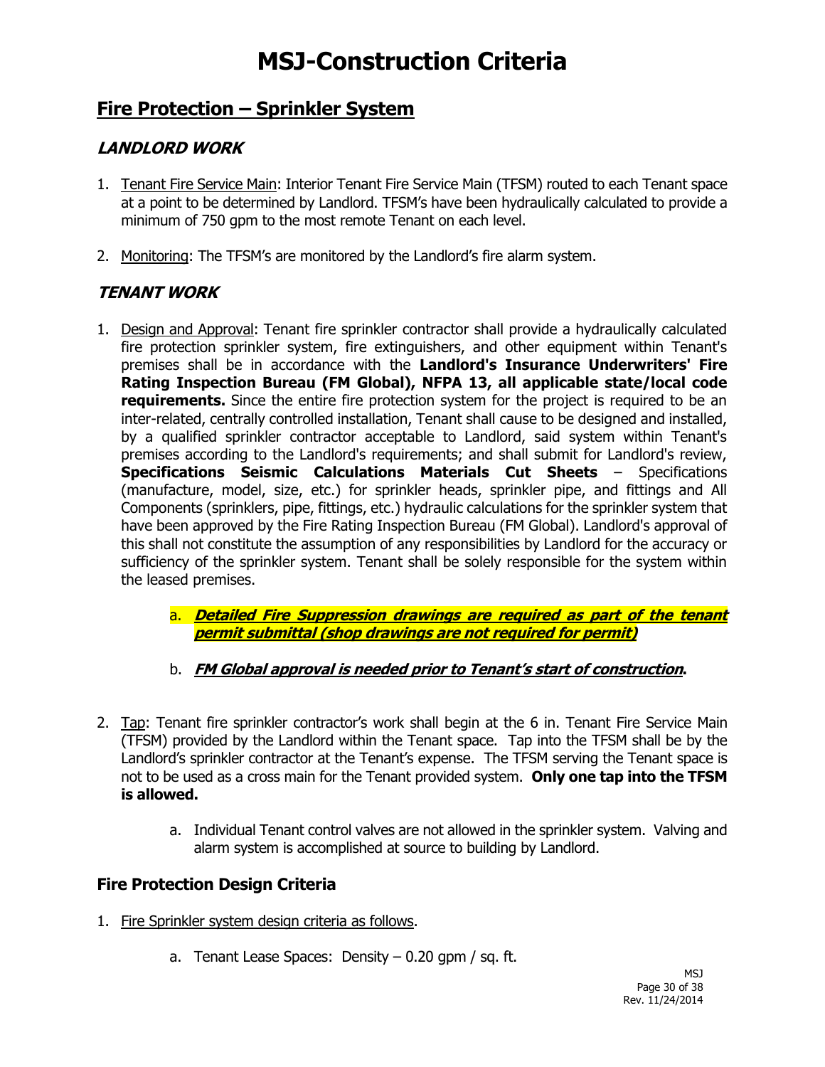# MSJ-Construction Criteria

## Fire Protection – Sprinkler System

### *LANDLORD WORK*

1. Tenant Fire Service Main: Interior Tenant Fire Service Main (TFSM) routed to each Tenant space at a point to be determined by Landlord. TFSM's have been hydraulically calculated to provide a minimum of 750 gpm to the most remote Tenant on each level.

2. Monitoring: The TFSM's are monitored by the Landlord's fire alarm system.

### *TENANT WORK*

1. Design and Approval: Tenant fire sprinkler contractor shall provide a hydraulically calculated fire protection sprinkler system, fire extinguishers, and other equipment within Tenant's premises shall be in accordance with the **Landlord's Insurance Underwriters' Fire Rating Inspection Bureau (FM Global), NFPA 13, all applicable state/local code requirements.** Since the entire fire protection system for the project is required to be an inter-related, centrally controlled installation, Tenant shall cause to be designed and installed, by a qualified sprinkler contractor acceptable to Landlord, said system within Tenant's premises according to the Landlord's requirements; and shall submit for Landlord's review, **Specifications Seismic Calculations Materials Cut Sheets** – Specifications (manufacture, model, size, etc.) for sprinkler heads, sprinkler pipe, and fittings and All Components (sprinklers, pipe, fittings, etc.) hydraulic calculations for the sprinkler system that have been approved by the Fire Rating Inspection Bureau (FM Global). Landlord's approval of this shall not constitute the assumption of any responsibilities by Landlord for the accuracy or sufficiency of the sprinkler system. Tenant shall be solely responsible for the system within the leased premises.

   a. ***Detailed Fire Suppression drawings are required as part of the tenant permit submittal (shop drawings are not required for permit)***

   b. ***FM Global approval is needed prior to Tenant's start of construction*.**

2. Tap: Tenant fire sprinkler contractor's work shall begin at the 6 in. Tenant Fire Service Main (TFSM) provided by the Landlord within the Tenant space. Tap into the TFSM shall be by the Landlord's sprinkler contractor at the Tenant's expense. The TFSM serving the Tenant space is not to be used as a cross main for the Tenant provided system. **Only one tap into the TFSM is allowed.**

   a. Individual Tenant control valves are not allowed in the sprinkler system. Valving and alarm system is accomplished at source to building by Landlord.

### Fire Protection Design Criteria

1. Fire Sprinkler system design criteria as follows.

   a. Tenant Lease Spaces: Density – 0.20 gpm / sq. ft.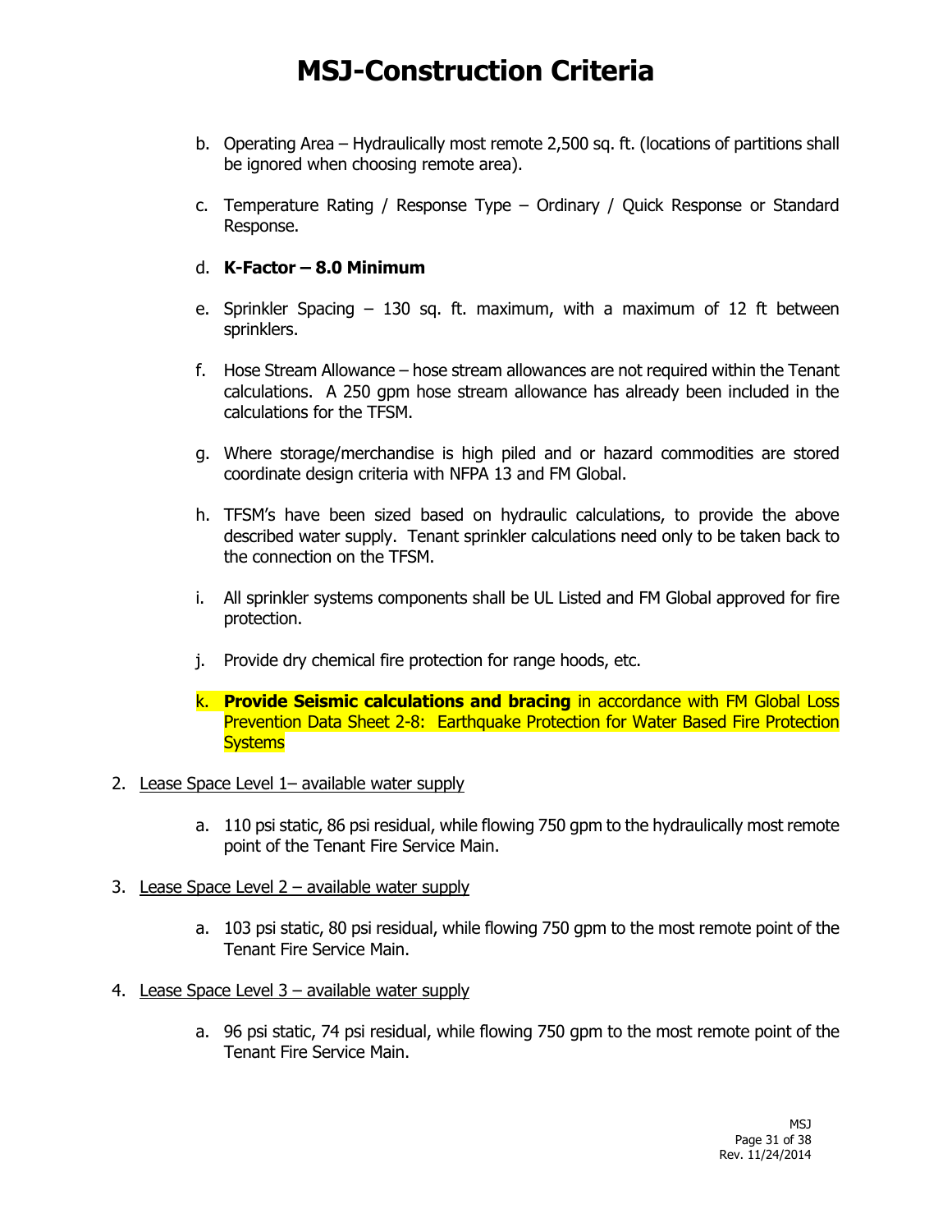# MSJ-Construction Criteria

b. Operating Area – Hydraulically most remote 2,500 sq. ft. (locations of partitions shall be ignored when choosing remote area).

c. Temperature Rating / Response Type – Ordinary / Quick Response or Standard Response.

d. **K-Factor – 8.0 Minimum**

e. Sprinkler Spacing – 130 sq. ft. maximum, with a maximum of 12 ft between sprinklers.

f. Hose Stream Allowance – hose stream allowances are not required within the Tenant calculations. A 250 gpm hose stream allowance has already been included in the calculations for the TFSM.

g. Where storage/merchandise is high piled and or hazard commodities are stored coordinate design criteria with NFPA 13 and FM Global.

h. TFSM's have been sized based on hydraulic calculations, to provide the above described water supply. Tenant sprinkler calculations need only to be taken back to the connection on the TFSM.

i. All sprinkler systems components shall be UL Listed and FM Global approved for fire protection.

j. Provide dry chemical fire protection for range hoods, etc.

k. **Provide Seismic calculations and bracing** in accordance with FM Global Loss Prevention Data Sheet 2-8: Earthquake Protection for Water Based Fire Protection Systems

2. Lease Space Level 1– available water supply

   a. 110 psi static, 86 psi residual, while flowing 750 gpm to the hydraulically most remote point of the Tenant Fire Service Main.

3. Lease Space Level 2 – available water supply

   a. 103 psi static, 80 psi residual, while flowing 750 gpm to the most remote point of the Tenant Fire Service Main.

4. Lease Space Level 3 – available water supply

   a. 96 psi static, 74 psi residual, while flowing 750 gpm to the most remote point of the Tenant Fire Service Main.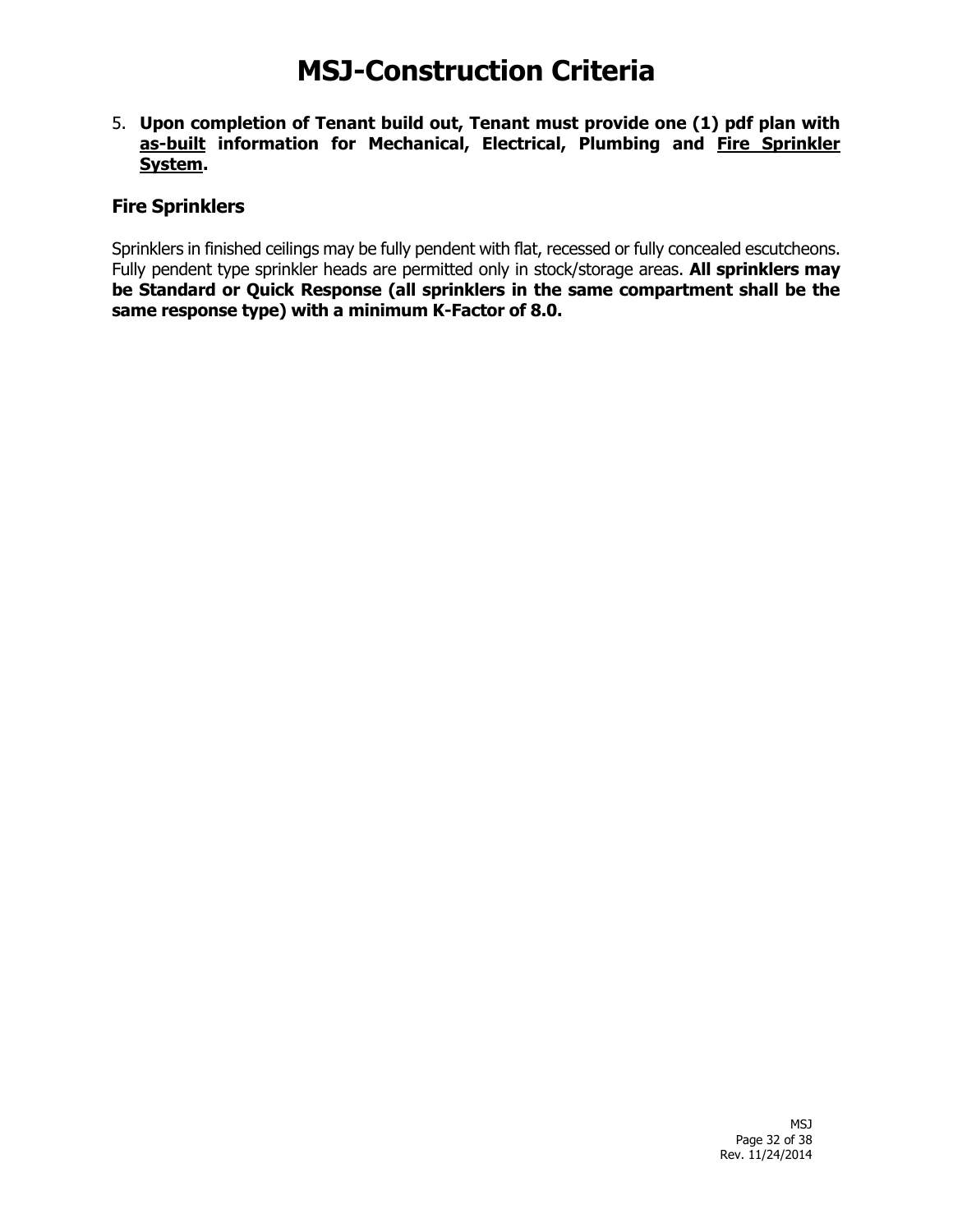# MSJ-Construction Criteria

5. **Upon completion of Tenant build out, Tenant must provide one (1) pdf plan with as-built information for Mechanical, Electrical, Plumbing and Fire Sprinkler System.**

## Fire Sprinklers

Sprinklers in finished ceilings may be fully pendent with flat, recessed or fully concealed escutcheons. Fully pendent type sprinkler heads are permitted only in stock/storage areas. **All sprinklers may be Standard or Quick Response (all sprinklers in the same compartment shall be the same response type) with a minimum K-Factor of 8.0.**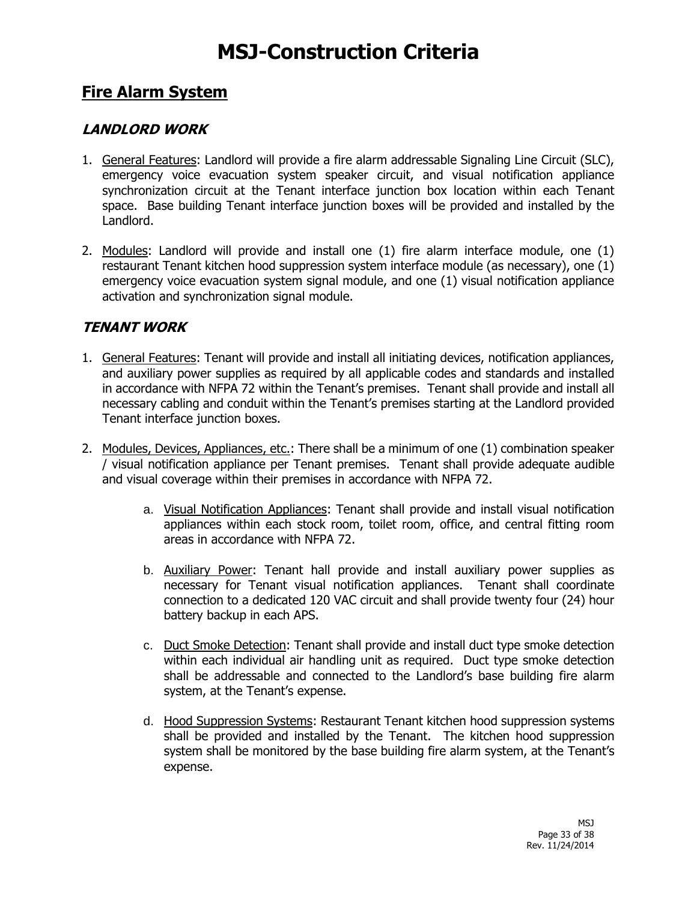# MSJ-Construction Criteria

## Fire Alarm System

### *LANDLORD WORK*

1. General Features: Landlord will provide a fire alarm addressable Signaling Line Circuit (SLC), emergency voice evacuation system speaker circuit, and visual notification appliance synchronization circuit at the Tenant interface junction box location within each Tenant space. Base building Tenant interface junction boxes will be provided and installed by the Landlord.

2. Modules: Landlord will provide and install one (1) fire alarm interface module, one (1) restaurant Tenant kitchen hood suppression system interface module (as necessary), one (1) emergency voice evacuation system signal module, and one (1) visual notification appliance activation and synchronization signal module.

### *TENANT WORK*

1. General Features: Tenant will provide and install all initiating devices, notification appliances, and auxiliary power supplies as required by all applicable codes and standards and installed in accordance with NFPA 72 within the Tenant's premises. Tenant shall provide and install all necessary cabling and conduit within the Tenant's premises starting at the Landlord provided Tenant interface junction boxes.

2. Modules, Devices, Appliances, etc.: There shall be a minimum of one (1) combination speaker / visual notification appliance per Tenant premises. Tenant shall provide adequate audible and visual coverage within their premises in accordance with NFPA 72.

   a. Visual Notification Appliances: Tenant shall provide and install visual notification appliances within each stock room, toilet room, office, and central fitting room areas in accordance with NFPA 72.

   b. Auxiliary Power: Tenant hall provide and install auxiliary power supplies as necessary for Tenant visual notification appliances. Tenant shall coordinate connection to a dedicated 120 VAC circuit and shall provide twenty four (24) hour battery backup in each APS.

   c. Duct Smoke Detection: Tenant shall provide and install duct type smoke detection within each individual air handling unit as required. Duct type smoke detection shall be addressable and connected to the Landlord's base building fire alarm system, at the Tenant's expense.

   d. Hood Suppression Systems: Restaurant Tenant kitchen hood suppression systems shall be provided and installed by the Tenant. The kitchen hood suppression system shall be monitored by the base building fire alarm system, at the Tenant's expense.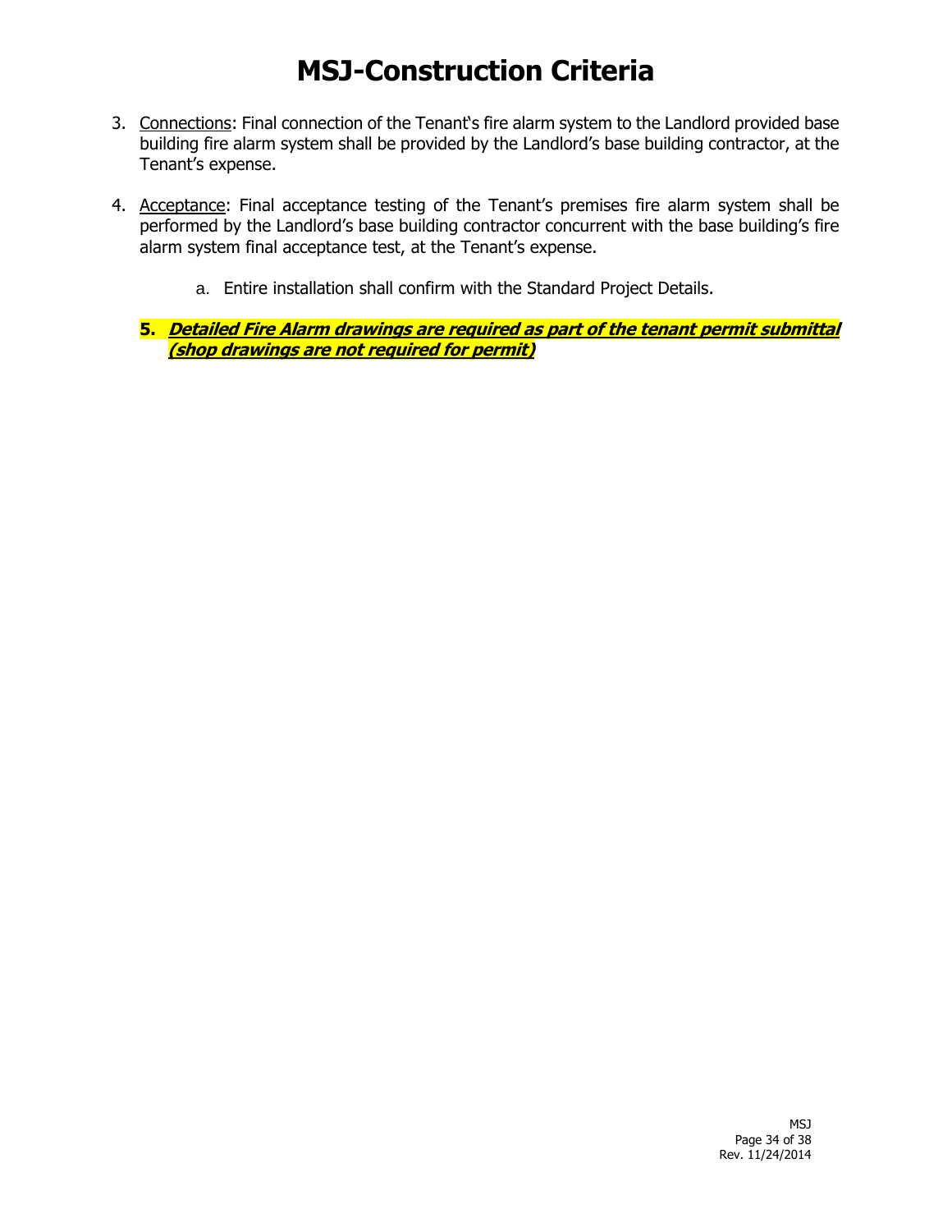# MSJ-Construction Criteria

3. Connections: Final connection of the Tenant's fire alarm system to the Landlord provided base building fire alarm system shall be provided by the Landlord's base building contractor, at the Tenant's expense.

4. Acceptance: Final acceptance testing of the Tenant's premises fire alarm system shall be performed by the Landlord's base building contractor concurrent with the base building's fire alarm system final acceptance test, at the Tenant's expense.

    a. Entire installation shall confirm with the Standard Project Details.

5. ***Detailed Fire Alarm drawings are required as part of the tenant permit submittal (shop drawings are not required for permit)***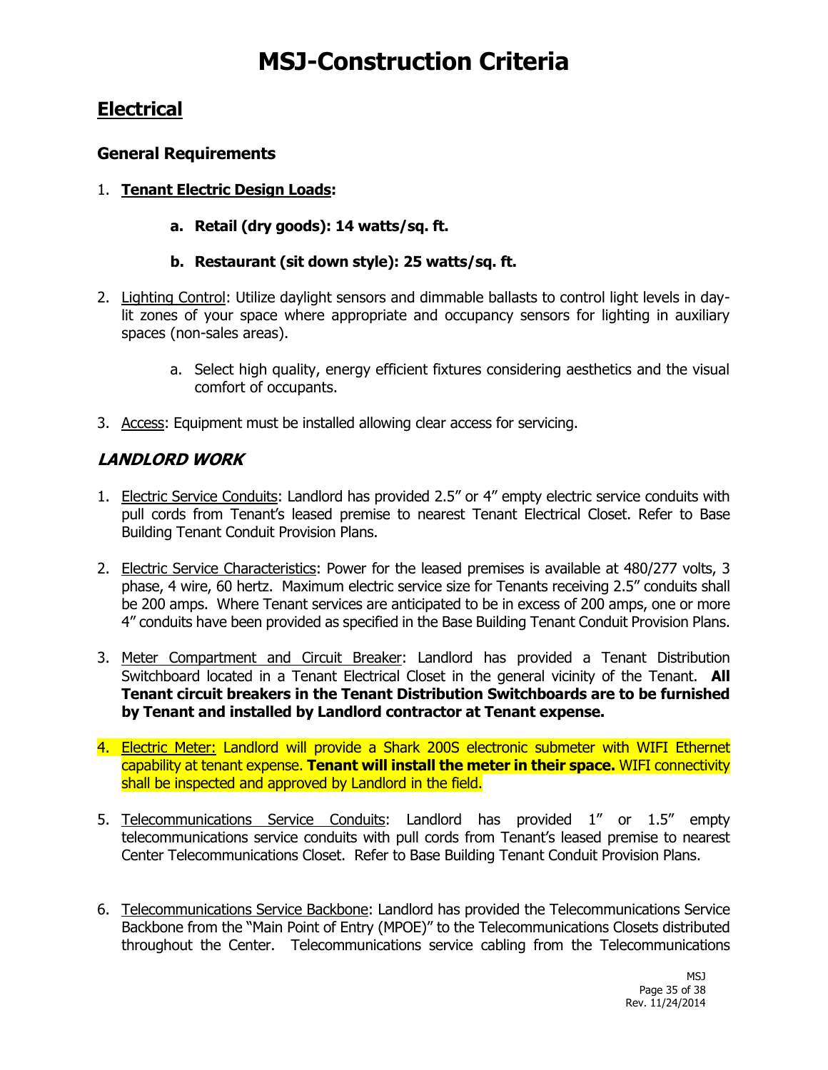# MSJ-Construction Criteria

## Electrical

### General Requirements

1. **Tenant Electric Design Loads:**

   a. **Retail (dry goods): 14 watts/sq. ft.**

   b. **Restaurant (sit down style): 25 watts/sq. ft.**

2. Lighting Control: Utilize daylight sensors and dimmable ballasts to control light levels in day-lit zones of your space where appropriate and occupancy sensors for lighting in auxiliary spaces (non-sales areas).

   a. Select high quality, energy efficient fixtures considering aesthetics and the visual comfort of occupants.

3. Access: Equipment must be installed allowing clear access for servicing.

### ***LANDLORD WORK***

1. Electric Service Conduits: Landlord has provided 2.5" or 4" empty electric service conduits with pull cords from Tenant's leased premise to nearest Tenant Electrical Closet. Refer to Base Building Tenant Conduit Provision Plans.

2. Electric Service Characteristics: Power for the leased premises is available at 480/277 volts, 3 phase, 4 wire, 60 hertz. Maximum electric service size for Tenants receiving 2.5" conduits shall be 200 amps. Where Tenant services are anticipated to be in excess of 200 amps, one or more 4" conduits have been provided as specified in the Base Building Tenant Conduit Provision Plans.

3. Meter Compartment and Circuit Breaker: Landlord has provided a Tenant Distribution Switchboard located in a Tenant Electrical Closet in the general vicinity of the Tenant. **All Tenant circuit breakers in the Tenant Distribution Switchboards are to be furnished by Tenant and installed by Landlord contractor at Tenant expense.**

4. Electric Meter: Landlord will provide a Shark 200S electronic submeter with WIFI Ethernet capability at tenant expense. **Tenant will install the meter in their space.** WIFI connectivity shall be inspected and approved by Landlord in the field.

5. Telecommunications Service Conduits: Landlord has provided 1" or 1.5" empty telecommunications service conduits with pull cords from Tenant's leased premise to nearest Center Telecommunications Closet. Refer to Base Building Tenant Conduit Provision Plans.

6. Telecommunications Service Backbone: Landlord has provided the Telecommunications Service Backbone from the "Main Point of Entry (MPOE)" to the Telecommunications Closets distributed throughout the Center. Telecommunications service cabling from the Telecommunications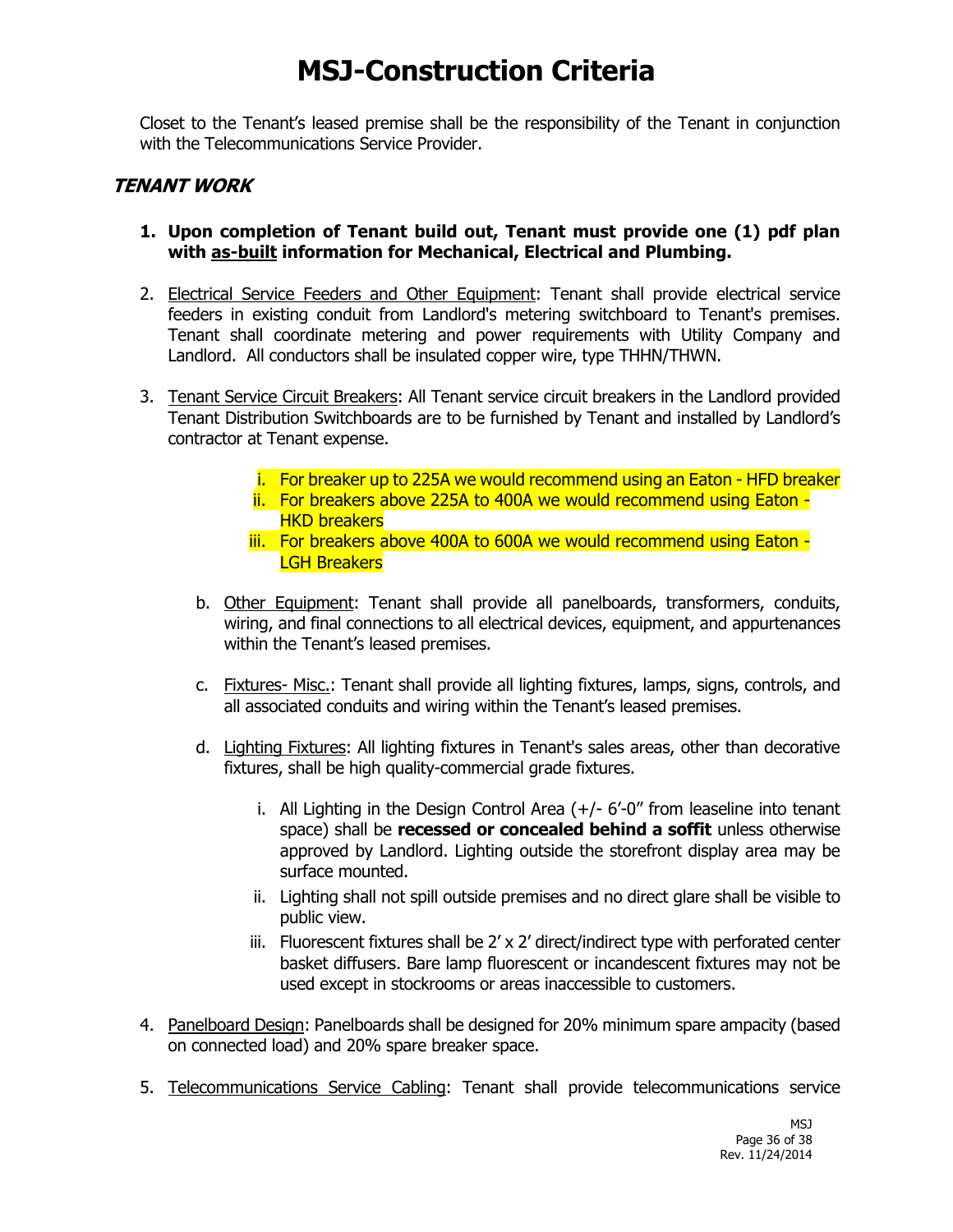# MSJ-Construction Criteria

Closet to the Tenant's leased premise shall be the responsibility of the Tenant in conjunction with the Telecommunications Service Provider.

## *TENANT WORK*

1. **Upon completion of Tenant build out, Tenant must provide one (1) pdf plan with <u>as-built</u> information for Mechanical, Electrical and Plumbing.**

2. <u>Electrical Service Feeders and Other Equipment</u>: Tenant shall provide electrical service feeders in existing conduit from Landlord's metering switchboard to Tenant's premises. Tenant shall coordinate metering and power requirements with Utility Company and Landlord. All conductors shall be insulated copper wire, type THHN/THWN.

3. <u>Tenant Service Circuit Breakers</u>: All Tenant service circuit breakers in the Landlord provided Tenant Distribution Switchboards are to be furnished by Tenant and installed by Landlord's contractor at Tenant expense.

   i. For breaker up to 225A we would recommend using an Eaton - HFD breaker
   ii. For breakers above 225A to 400A we would recommend using Eaton - HKD breakers
   iii. For breakers above 400A to 600A we would recommend using Eaton - LGH Breakers

   b. <u>Other Equipment</u>: Tenant shall provide all panelboards, transformers, conduits, wiring, and final connections to all electrical devices, equipment, and appurtenances within the Tenant's leased premises.

   c. <u>Fixtures- Misc.</u>: Tenant shall provide all lighting fixtures, lamps, signs, controls, and all associated conduits and wiring within the Tenant's leased premises.

   d. <u>Lighting Fixtures</u>: All lighting fixtures in Tenant's sales areas, other than decorative fixtures, shall be high quality-commercial grade fixtures.

      i. All Lighting in the Design Control Area (+/- 6'-0" from leaseline into tenant space) shall be **recessed or concealed behind a soffit** unless otherwise approved by Landlord. Lighting outside the storefront display area may be surface mounted.
      ii. Lighting shall not spill outside premises and no direct glare shall be visible to public view.
      iii. Fluorescent fixtures shall be 2' x 2' direct/indirect type with perforated center basket diffusers. Bare lamp fluorescent or incandescent fixtures may not be used except in stockrooms or areas inaccessible to customers.

4. <u>Panelboard Design</u>: Panelboards shall be designed for 20% minimum spare ampacity (based on connected load) and 20% spare breaker space.

5. <u>Telecommunications Service Cabling</u>: Tenant shall provide telecommunications service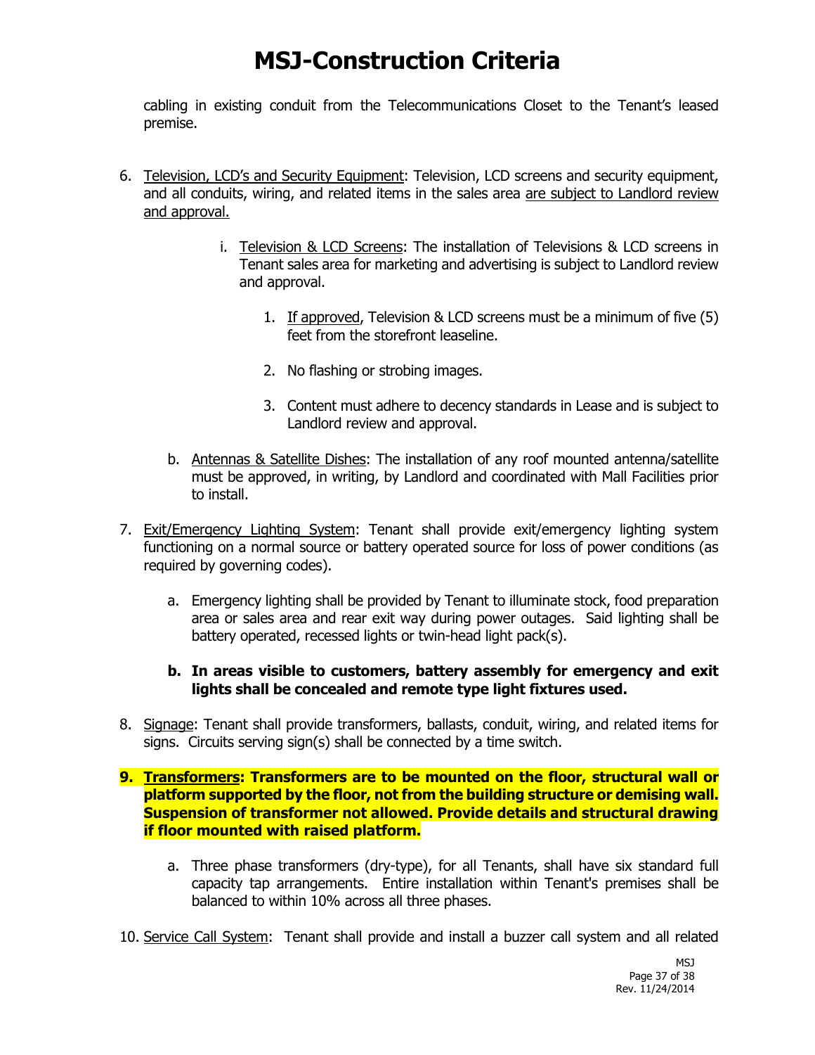# MSJ-Construction Criteria

cabling in existing conduit from the Telecommunications Closet to the Tenant's leased premise.

6. Television, LCD's and Security Equipment: Television, LCD screens and security equipment, and all conduits, wiring, and related items in the sales area are subject to Landlord review and approval.

   i. Television & LCD Screens: The installation of Televisions & LCD screens in Tenant sales area for marketing and advertising is subject to Landlord review and approval.

      1. If approved, Television & LCD screens must be a minimum of five (5) feet from the storefront leaseline.

      2. No flashing or strobing images.

      3. Content must adhere to decency standards in Lease and is subject to Landlord review and approval.

   b. Antennas & Satellite Dishes: The installation of any roof mounted antenna/satellite must be approved, in writing, by Landlord and coordinated with Mall Facilities prior to install.

7. Exit/Emergency Lighting System: Tenant shall provide exit/emergency lighting system functioning on a normal source or battery operated source for loss of power conditions (as required by governing codes).

   a. Emergency lighting shall be provided by Tenant to illuminate stock, food preparation area or sales area and rear exit way during power outages. Said lighting shall be battery operated, recessed lights or twin-head light pack(s).

   **b. In areas visible to customers, battery assembly for emergency and exit lights shall be concealed and remote type light fixtures used.**

8. Signage: Tenant shall provide transformers, ballasts, conduit, wiring, and related items for signs. Circuits serving sign(s) shall be connected by a time switch.

9. **Transformers: Transformers are to be mounted on the floor, structural wall or platform supported by the floor, not from the building structure or demising wall. Suspension of transformer not allowed. Provide details and structural drawing if floor mounted with raised platform.**

   a. Three phase transformers (dry-type), for all Tenants, shall have six standard full capacity tap arrangements. Entire installation within Tenant's premises shall be balanced to within 10% across all three phases.

10. Service Call System: Tenant shall provide and install a buzzer call system and all related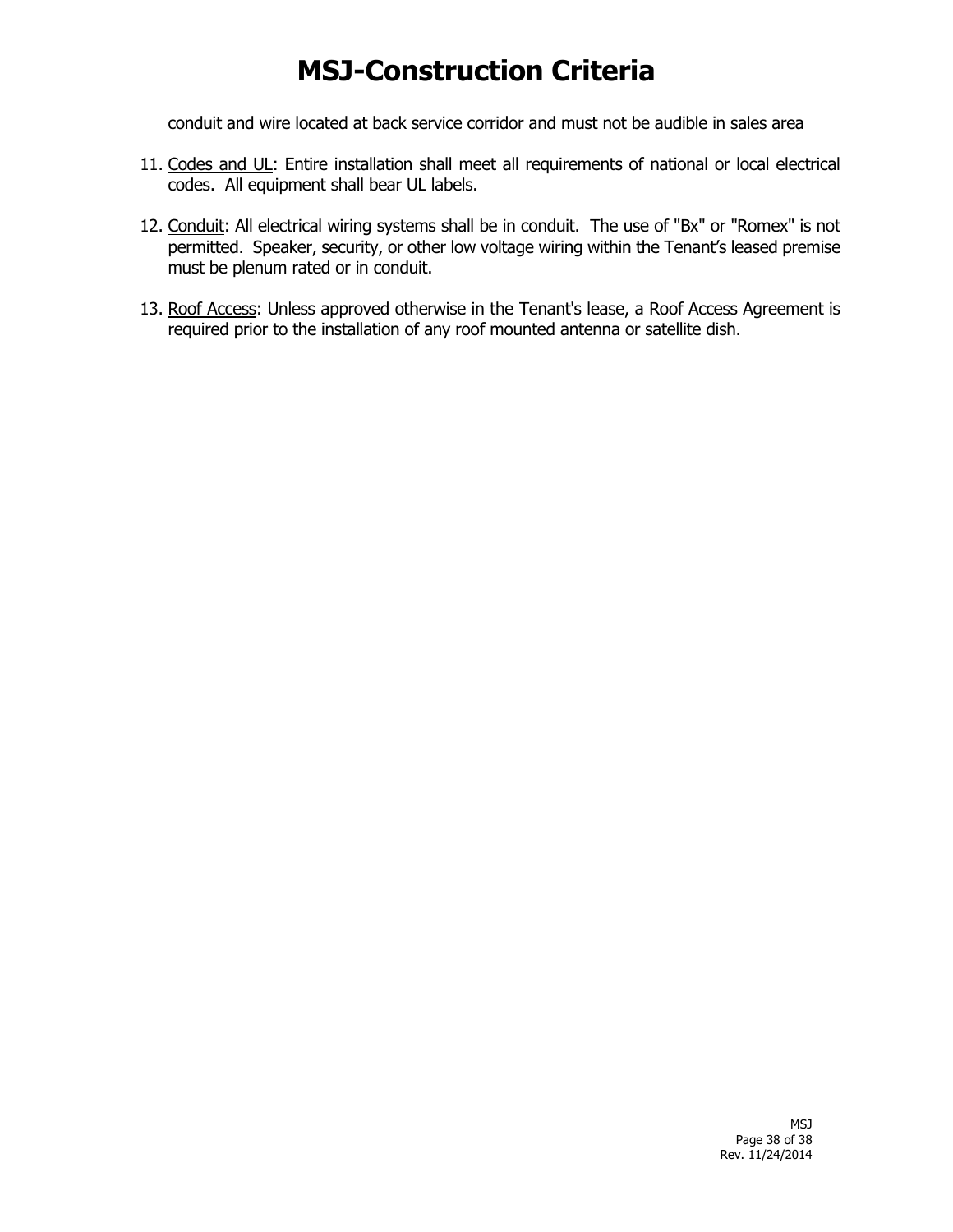conduit and wire located at back service corridor and must not be audible in sales area

11. Codes and UL: Entire installation shall meet all requirements of national or local electrical codes. All equipment shall bear UL labels.

12. Conduit: All electrical wiring systems shall be in conduit. The use of "Bx" or "Romex" is not permitted. Speaker, security, or other low voltage wiring within the Tenant's leased premise must be plenum rated or in conduit.

13. Roof Access: Unless approved otherwise in the Tenant's lease, a Roof Access Agreement is required prior to the installation of any roof mounted antenna or satellite dish.